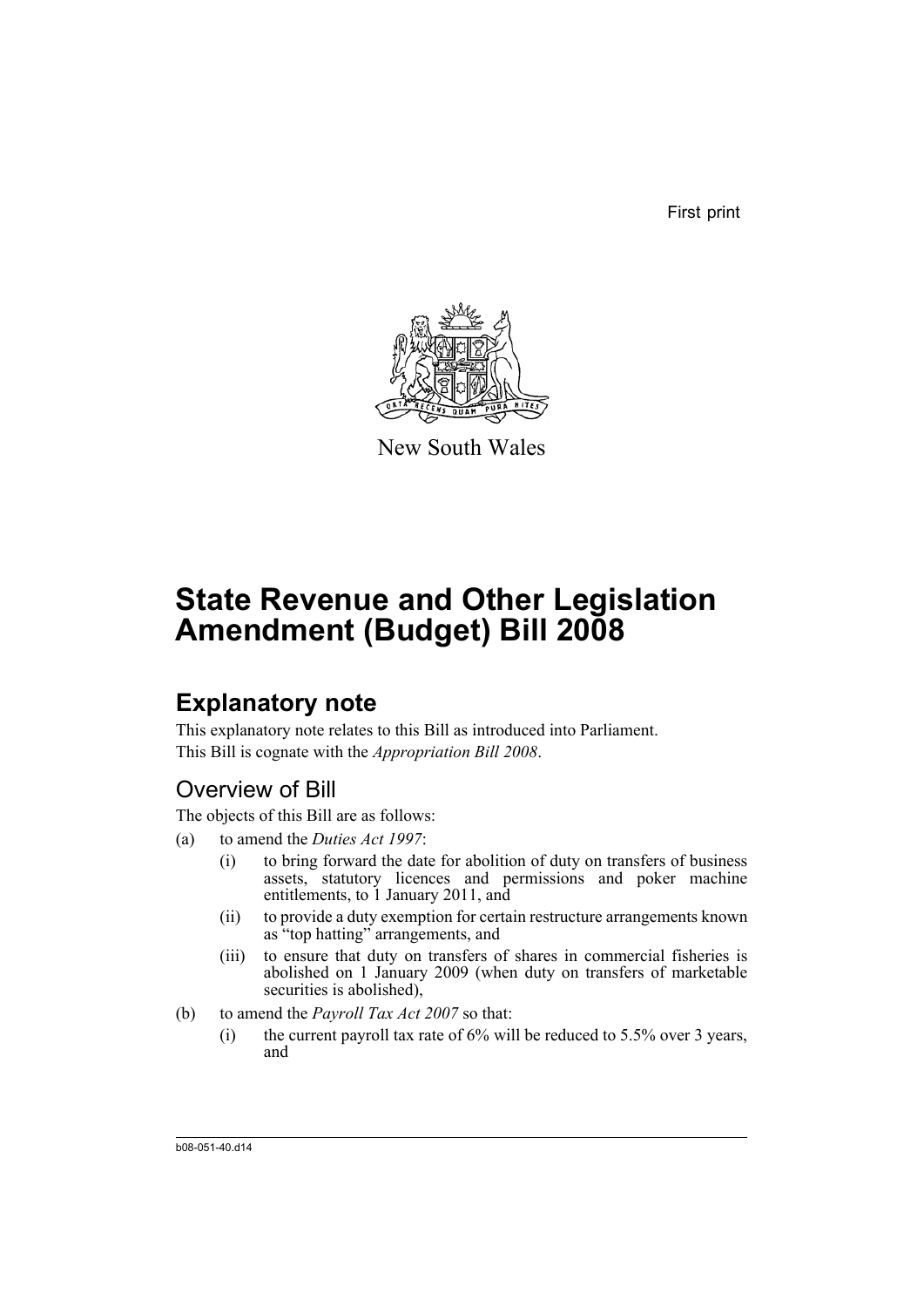First print

New South Wales

# State Revenue and Other Legislation Amendment (Budget) Bill 2008

## Explanatory note

This explanatory note relates to this Bill as introduced into Parliament.

This Bill is cognate with the *Appropriation Bill 2008*.

### Overview of Bill

The objects of this Bill are as follows:

(a) to amend the *Duties Act 1997*:

  (i) to bring forward the date for abolition of duty on transfers of business assets, statutory licences and permissions and poker machine entitlements, to 1 January 2011, and

  (ii) to provide a duty exemption for certain restructure arrangements known as "top hatting" arrangements, and

  (iii) to ensure that duty on transfers of shares in commercial fisheries is abolished on 1 January 2009 (when duty on transfers of marketable securities is abolished),

(b) to amend the *Payroll Tax Act 2007* so that:

  (i) the current payroll tax rate of 6% will be reduced to 5.5% over 3 years, and

b08-051-40.d14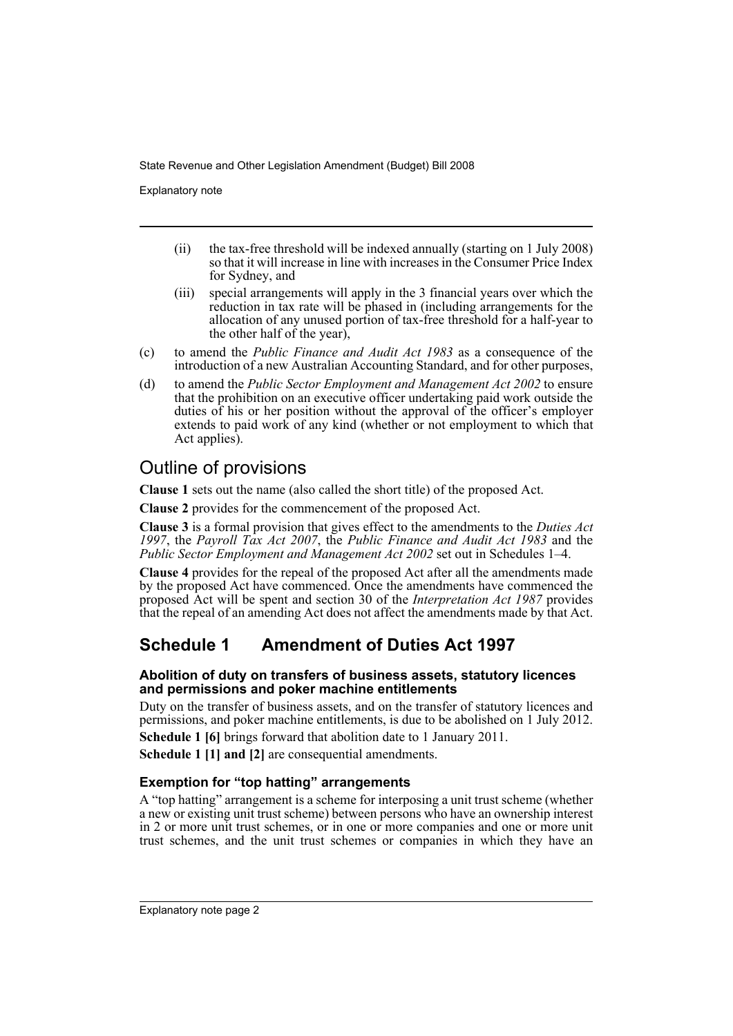(ii) the tax-free threshold will be indexed annually (starting on 1 July 2008) so that it will increase in line with increases in the Consumer Price Index for Sydney, and

(iii) special arrangements will apply in the 3 financial years over which the reduction in tax rate will be phased in (including arrangements for the allocation of any unused portion of tax-free threshold for a half-year to the other half of the year),

(c) to amend the *Public Finance and Audit Act 1983* as a consequence of the introduction of a new Australian Accounting Standard, and for other purposes,

(d) to amend the *Public Sector Employment and Management Act 2002* to ensure that the prohibition on an executive officer undertaking paid work outside the duties of his or her position without the approval of the officer's employer extends to paid work of any kind (whether or not employment to which that Act applies).

## Outline of provisions

**Clause 1** sets out the name (also called the short title) of the proposed Act.

**Clause 2** provides for the commencement of the proposed Act.

**Clause 3** is a formal provision that gives effect to the amendments to the *Duties Act 1997*, the *Payroll Tax Act 2007*, the *Public Finance and Audit Act 1983* and the *Public Sector Employment and Management Act 2002* set out in Schedules 1–4.

**Clause 4** provides for the repeal of the proposed Act after all the amendments made by the proposed Act have commenced. Once the amendments have commenced the proposed Act will be spent and section 30 of the *Interpretation Act 1987* provides that the repeal of an amending Act does not affect the amendments made by that Act.

## Schedule 1 Amendment of Duties Act 1997

### Abolition of duty on transfers of business assets, statutory licences and permissions and poker machine entitlements

Duty on the transfer of business assets, and on the transfer of statutory licences and permissions, and poker machine entitlements, is due to be abolished on 1 July 2012.

**Schedule 1 [6]** brings forward that abolition date to 1 January 2011.

**Schedule 1 [1] and [2]** are consequential amendments.

### Exemption for "top hatting" arrangements

A "top hatting" arrangement is a scheme for interposing a unit trust scheme (whether a new or existing unit trust scheme) between persons who have an ownership interest in 2 or more unit trust schemes, or in one or more companies and one or more unit trust schemes, and the unit trust schemes or companies in which they have an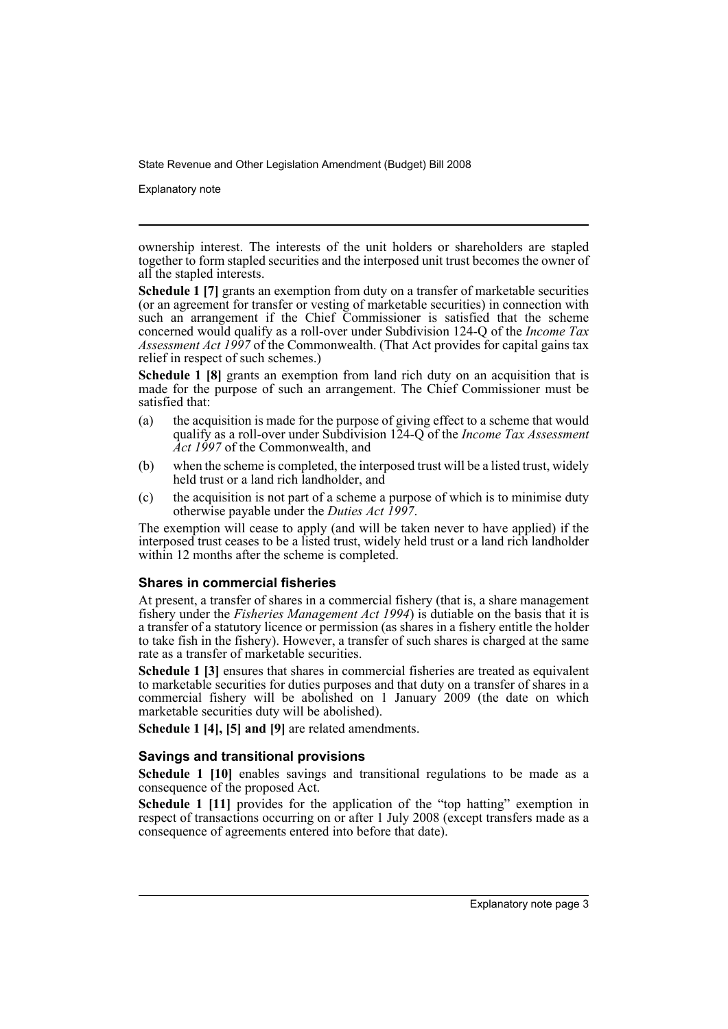ownership interest. The interests of the unit holders or shareholders are stapled together to form stapled securities and the interposed unit trust becomes the owner of all the stapled interests.

**Schedule 1 [7]** grants an exemption from duty on a transfer of marketable securities (or an agreement for transfer or vesting of marketable securities) in connection with such an arrangement if the Chief Commissioner is satisfied that the scheme concerned would qualify as a roll-over under Subdivision 124-Q of the *Income Tax Assessment Act 1997* of the Commonwealth. (That Act provides for capital gains tax relief in respect of such schemes.)

**Schedule 1 [8]** grants an exemption from land rich duty on an acquisition that is made for the purpose of such an arrangement. The Chief Commissioner must be satisfied that:

(a) the acquisition is made for the purpose of giving effect to a scheme that would qualify as a roll-over under Subdivision 124-Q of the *Income Tax Assessment Act 1997* of the Commonwealth, and

(b) when the scheme is completed, the interposed trust will be a listed trust, widely held trust or a land rich landholder, and

(c) the acquisition is not part of a scheme a purpose of which is to minimise duty otherwise payable under the *Duties Act 1997*.

The exemption will cease to apply (and will be taken never to have applied) if the interposed trust ceases to be a listed trust, widely held trust or a land rich landholder within 12 months after the scheme is completed.

### Shares in commercial fisheries

At present, a transfer of shares in a commercial fishery (that is, a share management fishery under the *Fisheries Management Act 1994*) is dutiable on the basis that it is a transfer of a statutory licence or permission (as shares in a fishery entitle the holder to take fish in the fishery). However, a transfer of such shares is charged at the same rate as a transfer of marketable securities.

**Schedule 1 [3]** ensures that shares in commercial fisheries are treated as equivalent to marketable securities for duties purposes and that duty on a transfer of shares in a commercial fishery will be abolished on 1 January 2009 (the date on which marketable securities duty will be abolished).

**Schedule 1 [4], [5] and [9]** are related amendments.

### Savings and transitional provisions

**Schedule 1 [10]** enables savings and transitional regulations to be made as a consequence of the proposed Act.

**Schedule 1 [11]** provides for the application of the "top hatting" exemption in respect of transactions occurring on or after 1 July 2008 (except transfers made as a consequence of agreements entered into before that date).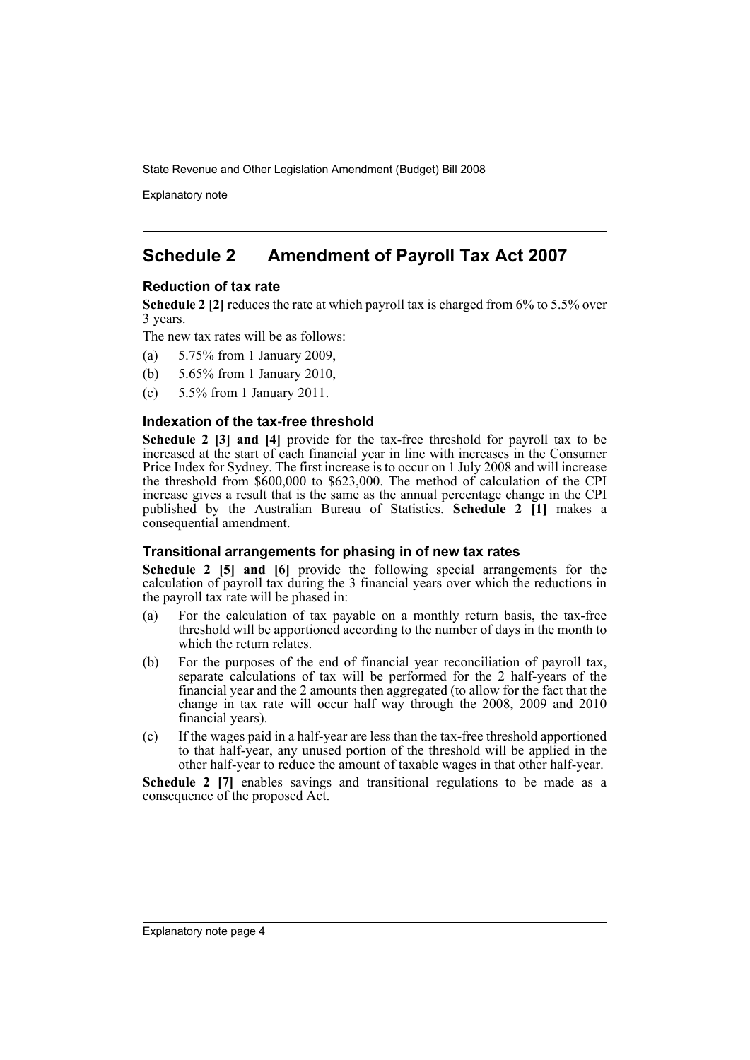## Schedule 2 Amendment of Payroll Tax Act 2007

### Reduction of tax rate

**Schedule 2 [2]** reduces the rate at which payroll tax is charged from 6% to 5.5% over 3 years.

The new tax rates will be as follows:

(a) 5.75% from 1 January 2009,

(b) 5.65% from 1 January 2010,

(c) 5.5% from 1 January 2011.

### Indexation of the tax-free threshold

**Schedule 2 [3] and [4]** provide for the tax-free threshold for payroll tax to be increased at the start of each financial year in line with increases in the Consumer Price Index for Sydney. The first increase is to occur on 1 July 2008 and will increase the threshold from $600,000 to $623,000. The method of calculation of the CPI increase gives a result that is the same as the annual percentage change in the CPI published by the Australian Bureau of Statistics. **Schedule 2 [1]** makes a consequential amendment.

### Transitional arrangements for phasing in of new tax rates

**Schedule 2 [5] and [6]** provide the following special arrangements for the calculation of payroll tax during the 3 financial years over which the reductions in the payroll tax rate will be phased in:

(a) For the calculation of tax payable on a monthly return basis, the tax-free threshold will be apportioned according to the number of days in the month to which the return relates.

(b) For the purposes of the end of financial year reconciliation of payroll tax, separate calculations of tax will be performed for the 2 half-years of the financial year and the 2 amounts then aggregated (to allow for the fact that the change in tax rate will occur half way through the 2008, 2009 and 2010 financial years).

(c) If the wages paid in a half-year are less than the tax-free threshold apportioned to that half-year, any unused portion of the threshold will be applied in the other half-year to reduce the amount of taxable wages in that other half-year.

**Schedule 2 [7]** enables savings and transitional regulations to be made as a consequence of the proposed Act.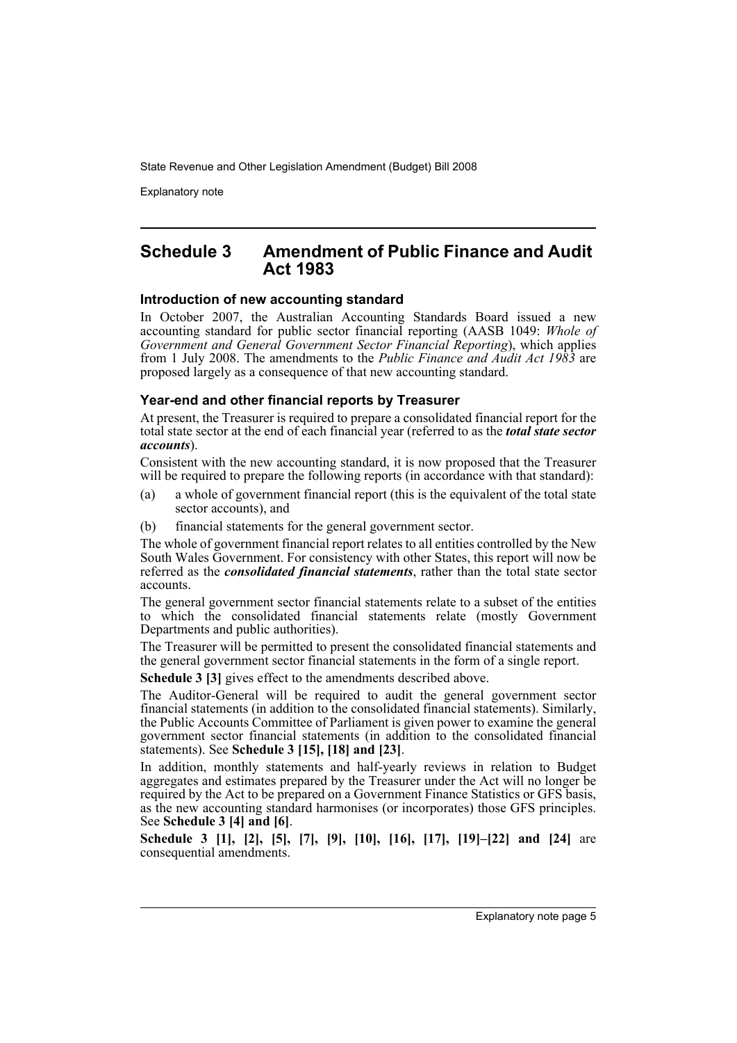## Schedule 3 Amendment of Public Finance and Audit Act 1983

### Introduction of new accounting standard

In October 2007, the Australian Accounting Standards Board issued a new accounting standard for public sector financial reporting (AASB 1049: *Whole of Government and General Government Sector Financial Reporting*), which applies from 1 July 2008. The amendments to the *Public Finance and Audit Act 1983* are proposed largely as a consequence of that new accounting standard.

### Year-end and other financial reports by Treasurer

At present, the Treasurer is required to prepare a consolidated financial report for the total state sector at the end of each financial year (referred to as the ***total state sector accounts***).

Consistent with the new accounting standard, it is now proposed that the Treasurer will be required to prepare the following reports (in accordance with that standard):

(a) a whole of government financial report (this is the equivalent of the total state sector accounts), and

(b) financial statements for the general government sector.

The whole of government financial report relates to all entities controlled by the New South Wales Government. For consistency with other States, this report will now be referred as the ***consolidated financial statements***, rather than the total state sector accounts.

The general government sector financial statements relate to a subset of the entities to which the consolidated financial statements relate (mostly Government Departments and public authorities).

The Treasurer will be permitted to present the consolidated financial statements and the general government sector financial statements in the form of a single report.

**Schedule 3 [3]** gives effect to the amendments described above.

The Auditor-General will be required to audit the general government sector financial statements (in addition to the consolidated financial statements). Similarly, the Public Accounts Committee of Parliament is given power to examine the general government sector financial statements (in addition to the consolidated financial statements). See **Schedule 3 [15], [18] and [23]**.

In addition, monthly statements and half-yearly reviews in relation to Budget aggregates and estimates prepared by the Treasurer under the Act will no longer be required by the Act to be prepared on a Government Finance Statistics or GFS basis, as the new accounting standard harmonises (or incorporates) those GFS principles. See **Schedule 3 [4] and [6]**.

**Schedule 3 [1], [2], [5], [7], [9], [10], [16], [17], [19]–[22] and [24]** are consequential amendments.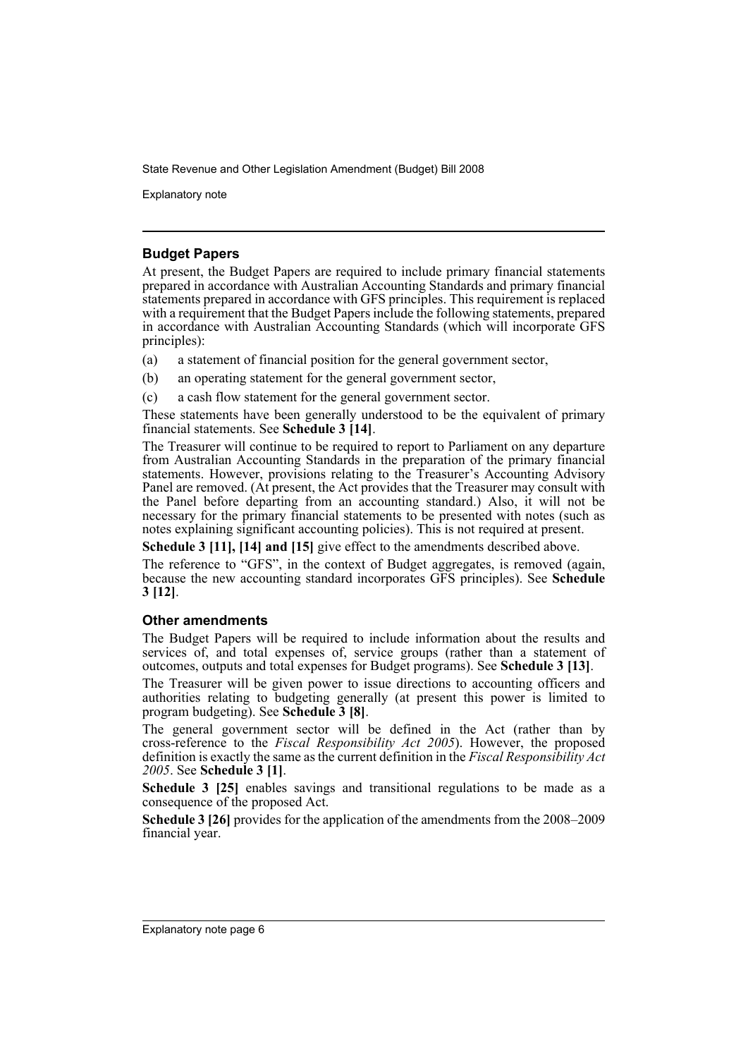### Budget Papers

At present, the Budget Papers are required to include primary financial statements prepared in accordance with Australian Accounting Standards and primary financial statements prepared in accordance with GFS principles. This requirement is replaced with a requirement that the Budget Papers include the following statements, prepared in accordance with Australian Accounting Standards (which will incorporate GFS principles):

(a) a statement of financial position for the general government sector,

(b) an operating statement for the general government sector,

(c) a cash flow statement for the general government sector.

These statements have been generally understood to be the equivalent of primary financial statements. See **Schedule 3 [14]**.

The Treasurer will continue to be required to report to Parliament on any departure from Australian Accounting Standards in the preparation of the primary financial statements. However, provisions relating to the Treasurer's Accounting Advisory Panel are removed. (At present, the Act provides that the Treasurer may consult with the Panel before departing from an accounting standard.) Also, it will not be necessary for the primary financial statements to be presented with notes (such as notes explaining significant accounting policies). This is not required at present.

**Schedule 3 [11], [14] and [15]** give effect to the amendments described above.

The reference to "GFS", in the context of Budget aggregates, is removed (again, because the new accounting standard incorporates GFS principles). See **Schedule 3 [12]**.

### Other amendments

The Budget Papers will be required to include information about the results and services of, and total expenses of, service groups (rather than a statement of outcomes, outputs and total expenses for Budget programs). See **Schedule 3 [13]**.

The Treasurer will be given power to issue directions to accounting officers and authorities relating to budgeting generally (at present this power is limited to program budgeting). See **Schedule 3 [8]**.

The general government sector will be defined in the Act (rather than by cross-reference to the *Fiscal Responsibility Act 2005*). However, the proposed definition is exactly the same as the current definition in the *Fiscal Responsibility Act 2005*. See **Schedule 3 [1]**.

**Schedule 3 [25]** enables savings and transitional regulations to be made as a consequence of the proposed Act.

**Schedule 3 [26]** provides for the application of the amendments from the 2008–2009 financial year.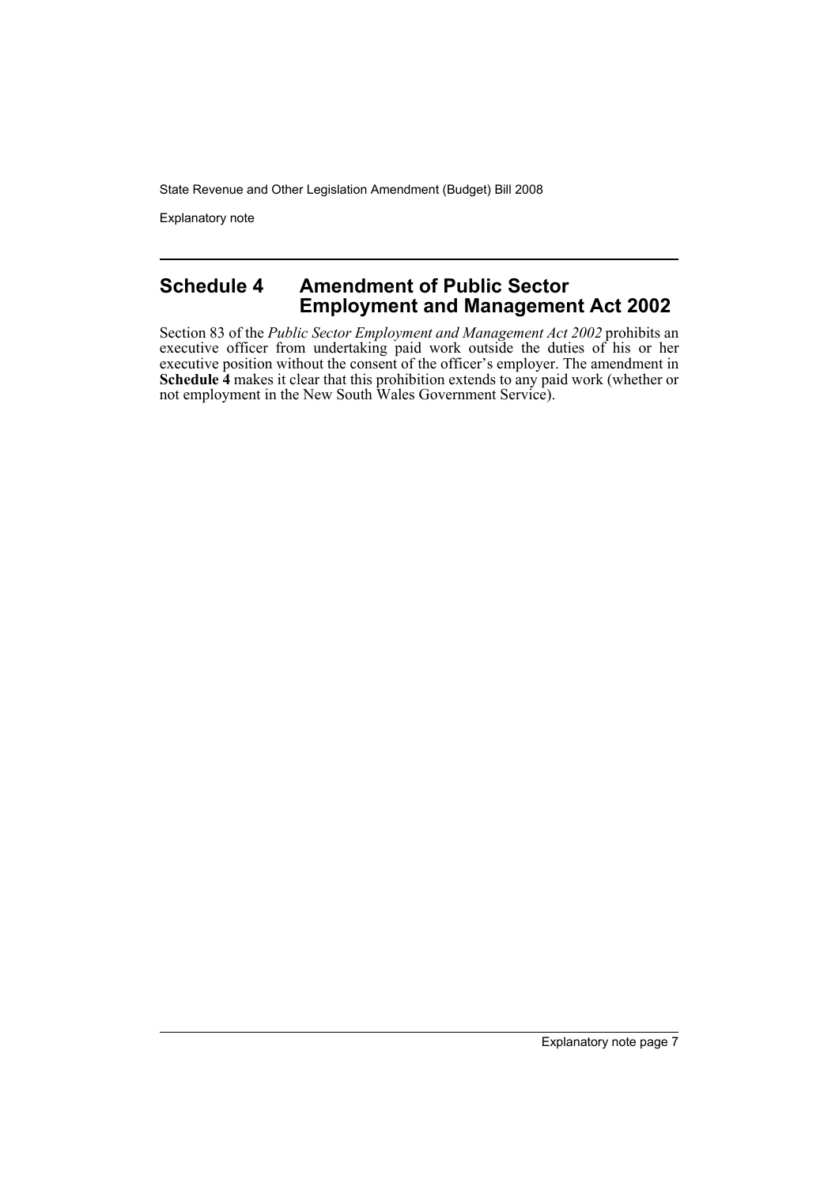## Schedule 4 Amendment of Public Sector Employment and Management Act 2002

Section 83 of the *Public Sector Employment and Management Act 2002* prohibits an executive officer from undertaking paid work outside the duties of his or her executive position without the consent of the officer's employer. The amendment in **Schedule 4** makes it clear that this prohibition extends to any paid work (whether or not employment in the New South Wales Government Service).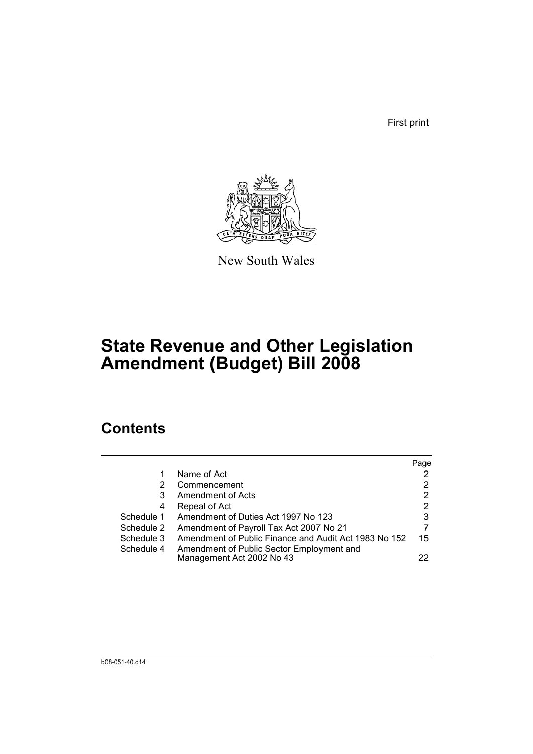First print

New South Wales

# State Revenue and Other Legislation Amendment (Budget) Bill 2008

## Contents

| | | Page |
|---|---|---|
| 1 | Name of Act | 2 |
| 2 | Commencement | 2 |
| 3 | Amendment of Acts | 2 |
| 4 | Repeal of Act | 2 |
| Schedule 1 | Amendment of Duties Act 1997 No 123 | 3 |
| Schedule 2 | Amendment of Payroll Tax Act 2007 No 21 | 7 |
| Schedule 3 | Amendment of Public Finance and Audit Act 1983 No 152 | 15 |
| Schedule 4 | Amendment of Public Sector Employment and Management Act 2002 No 43 | 22 |

b08-051-40.d14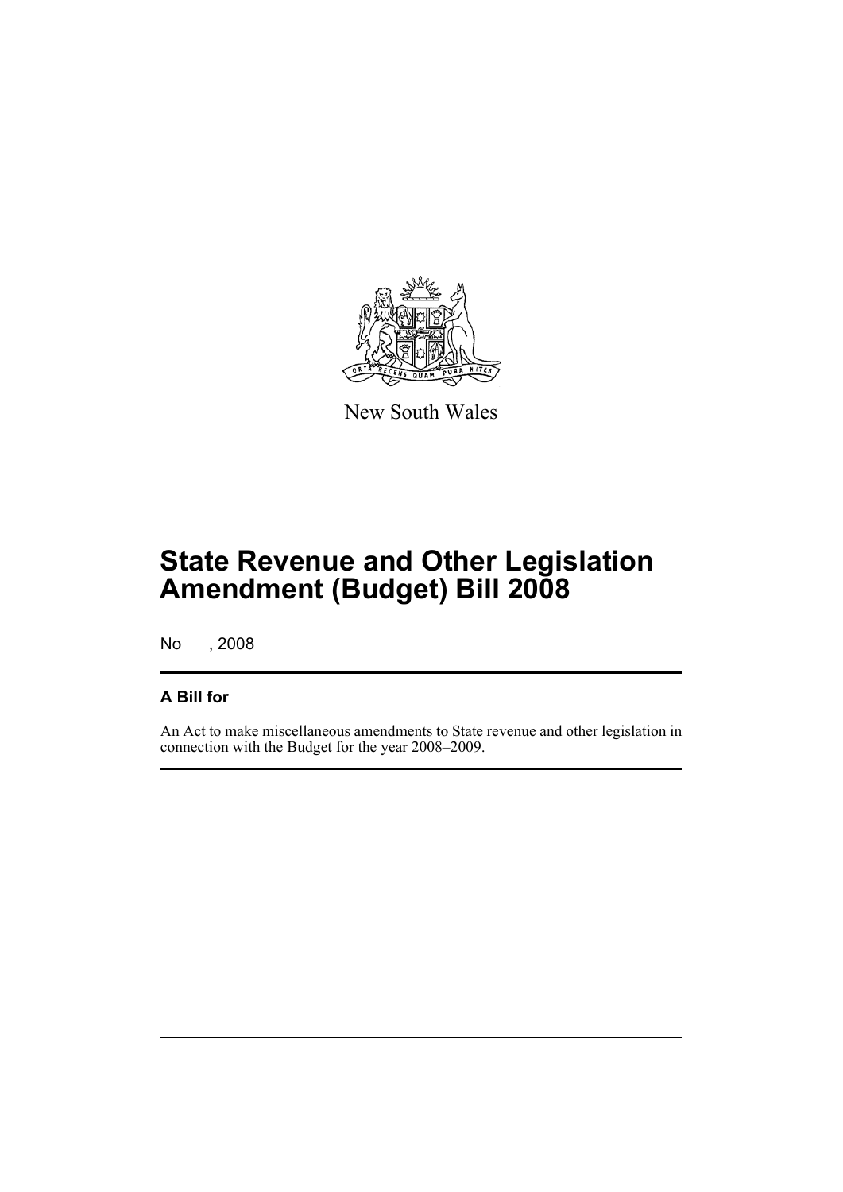New South Wales

# State Revenue and Other Legislation Amendment (Budget) Bill 2008

No , 2008

## A Bill for

An Act to make miscellaneous amendments to State revenue and other legislation in connection with the Budget for the year 2008–2009.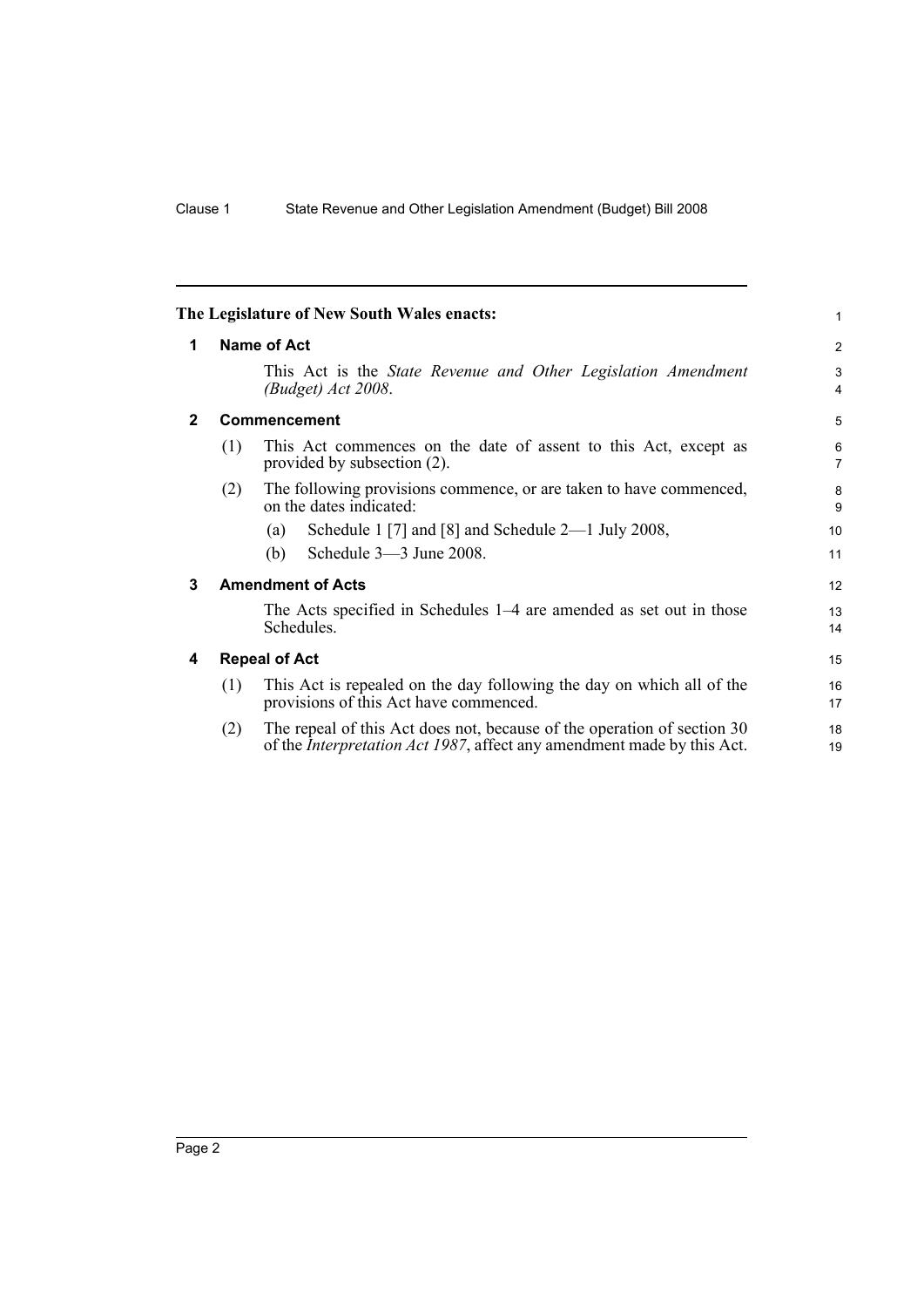The Legislature of New South Wales enacts:

## 1 Name of Act

This Act is the *State Revenue and Other Legislation Amendment (Budget) Act 2008*.

## 2 Commencement

(1) This Act commences on the date of assent to this Act, except as provided by subsection (2).

(2) The following provisions commence, or are taken to have commenced, on the dates indicated:

- (a) Schedule 1 [7] and [8] and Schedule 2—1 July 2008,
- (b) Schedule 3—3 June 2008.

## 3 Amendment of Acts

The Acts specified in Schedules 1–4 are amended as set out in those Schedules.

## 4 Repeal of Act

(1) This Act is repealed on the day following the day on which all of the provisions of this Act have commenced.

(2) The repeal of this Act does not, because of the operation of section 30 of the *Interpretation Act 1987*, affect any amendment made by this Act.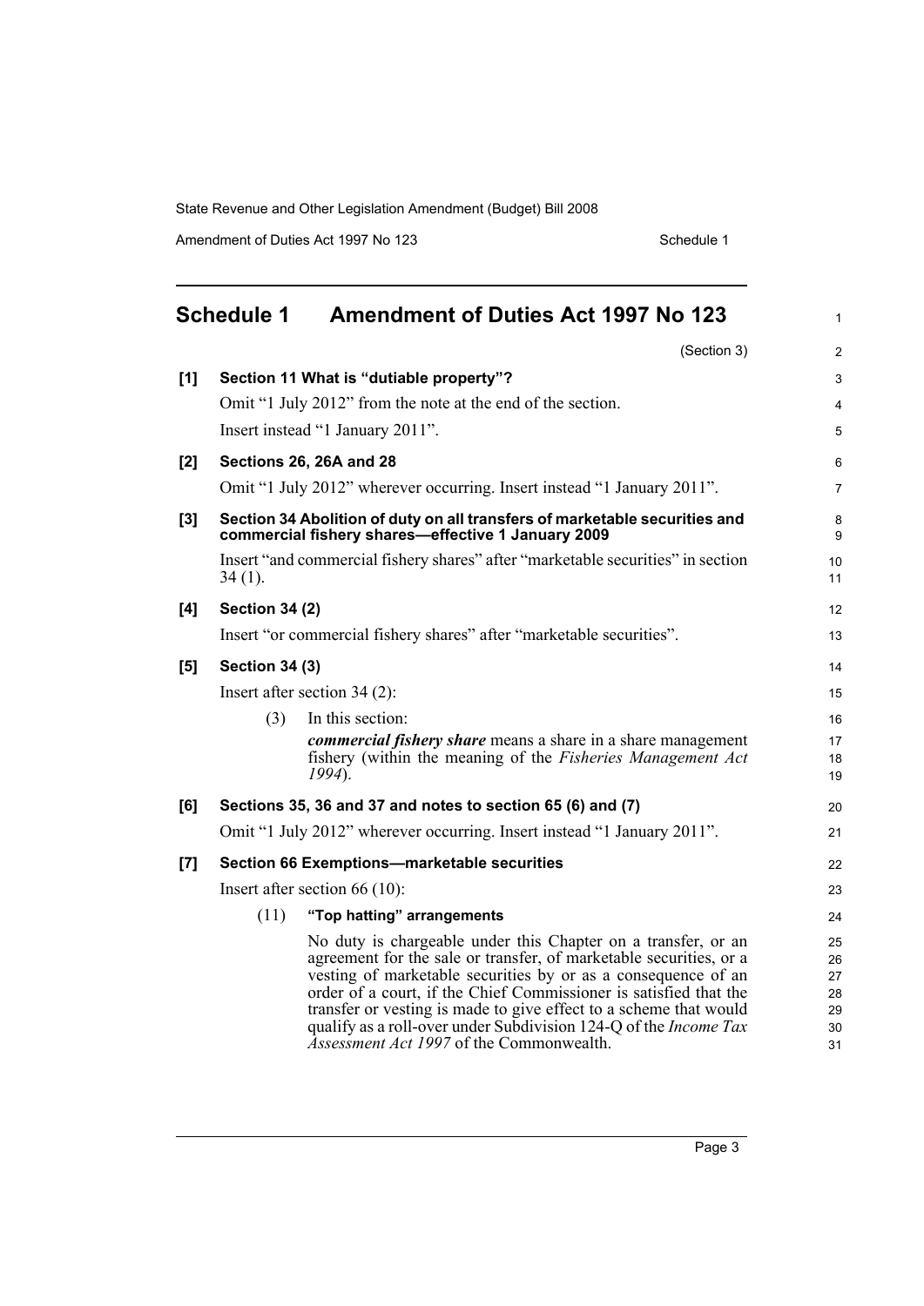## Schedule 1 Amendment of Duties Act 1997 No 123

(Section 3)

**[1] Section 11 What is "dutiable property"?**

Omit "1 July 2012" from the note at the end of the section.

Insert instead "1 January 2011".

**[2] Sections 26, 26A and 28**

Omit "1 July 2012" wherever occurring. Insert instead "1 January 2011".

**[3] Section 34 Abolition of duty on all transfers of marketable securities and commercial fishery shares—effective 1 January 2009**

Insert "and commercial fishery shares" after "marketable securities" in section 34 (1).

**[4] Section 34 (2)**

Insert "or commercial fishery shares" after "marketable securities".

**[5] Section 34 (3)**

Insert after section 34 (2):

(3) In this section:

***commercial fishery share*** means a share in a share management fishery (within the meaning of the *Fisheries Management Act 1994*).

**[6] Sections 35, 36 and 37 and notes to section 65 (6) and (7)**

Omit "1 July 2012" wherever occurring. Insert instead "1 January 2011".

**[7] Section 66 Exemptions—marketable securities**

Insert after section 66 (10):

(11) **"Top hatting" arrangements**

No duty is chargeable under this Chapter on a transfer, or an agreement for the sale or transfer, of marketable securities, or a vesting of marketable securities by or as a consequence of an order of a court, if the Chief Commissioner is satisfied that the transfer or vesting is made to give effect to a scheme that would qualify as a roll-over under Subdivision 124-Q of the *Income Tax Assessment Act 1997* of the Commonwealth.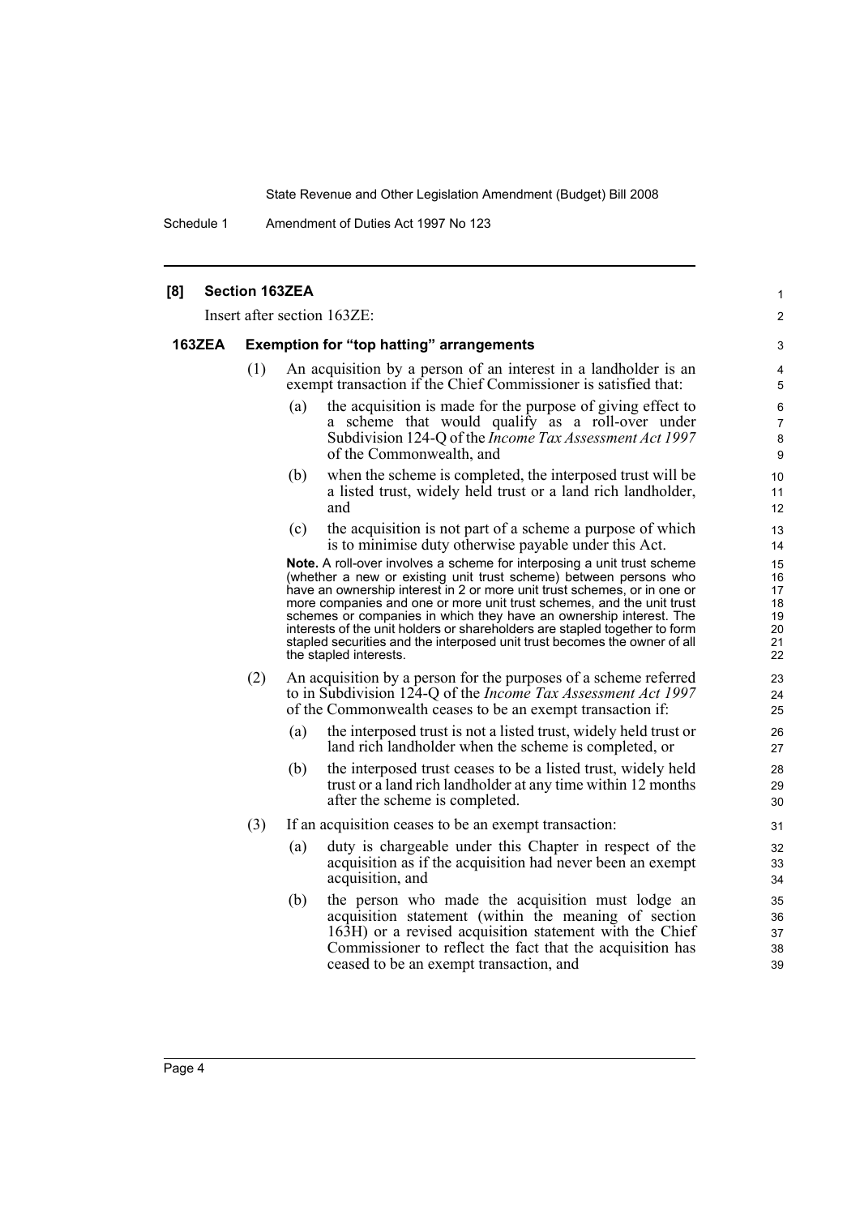**[8] Section 163ZEA**

Insert after section 163ZE:

**163ZEA Exemption for "top hatting" arrangements**

(1) An acquisition by a person of an interest in a landholder is an exempt transaction if the Chief Commissioner is satisfied that:

(a) the acquisition is made for the purpose of giving effect to a scheme that would qualify as a roll-over under Subdivision 124-Q of the *Income Tax Assessment Act 1997* of the Commonwealth, and

(b) when the scheme is completed, the interposed trust will be a listed trust, widely held trust or a land rich landholder, and

(c) the acquisition is not part of a scheme a purpose of which is to minimise duty otherwise payable under this Act.

**Note.** A roll-over involves a scheme for interposing a unit trust scheme (whether a new or existing unit trust scheme) between persons who have an ownership interest in 2 or more unit trust schemes, or in one or more companies and one or more unit trust schemes, and the unit trust schemes or companies in which they have an ownership interest. The interests of the unit holders or shareholders are stapled together to form stapled securities and the interposed unit trust becomes the owner of all the stapled interests.

(2) An acquisition by a person for the purposes of a scheme referred to in Subdivision 124-Q of the *Income Tax Assessment Act 1997* of the Commonwealth ceases to be an exempt transaction if:

(a) the interposed trust is not a listed trust, widely held trust or land rich landholder when the scheme is completed, or

(b) the interposed trust ceases to be a listed trust, widely held trust or a land rich landholder at any time within 12 months after the scheme is completed.

(3) If an acquisition ceases to be an exempt transaction:

(a) duty is chargeable under this Chapter in respect of the acquisition as if the acquisition had never been an exempt acquisition, and

(b) the person who made the acquisition must lodge an acquisition statement (within the meaning of section 163H) or a revised acquisition statement with the Chief Commissioner to reflect the fact that the acquisition has ceased to be an exempt transaction, and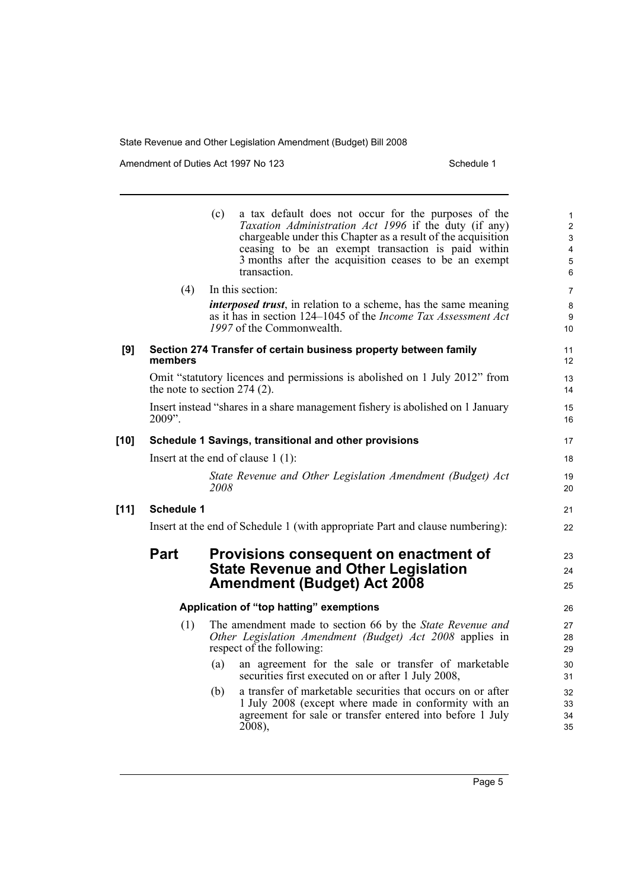(c) a tax default does not occur for the purposes of the *Taxation Administration Act 1996* if the duty (if any) chargeable under this Chapter as a result of the acquisition ceasing to be an exempt transaction is paid within 3 months after the acquisition ceases to be an exempt transaction.

(4) In this section:

***interposed trust***, in relation to a scheme, has the same meaning as it has in section 124–1045 of the *Income Tax Assessment Act 1997* of the Commonwealth.

**[9] Section 274 Transfer of certain business property between family members**

Omit "statutory licences and permissions is abolished on 1 July 2012" from the note to section 274 (2).

Insert instead "shares in a share management fishery is abolished on 1 January 2009".

**[10] Schedule 1 Savings, transitional and other provisions**

Insert at the end of clause 1 (1):

*State Revenue and Other Legislation Amendment (Budget) Act 2008*

**[11] Schedule 1**

Insert at the end of Schedule 1 (with appropriate Part and clause numbering):

## Part Provisions consequent on enactment of State Revenue and Other Legislation Amendment (Budget) Act 2008

**Application of "top hatting" exemptions**

(1) The amendment made to section 66 by the *State Revenue and Other Legislation Amendment (Budget) Act 2008* applies in respect of the following:

(a) an agreement for the sale or transfer of marketable securities first executed on or after 1 July 2008,

(b) a transfer of marketable securities that occurs on or after 1 July 2008 (except where made in conformity with an agreement for sale or transfer entered into before 1 July 2008),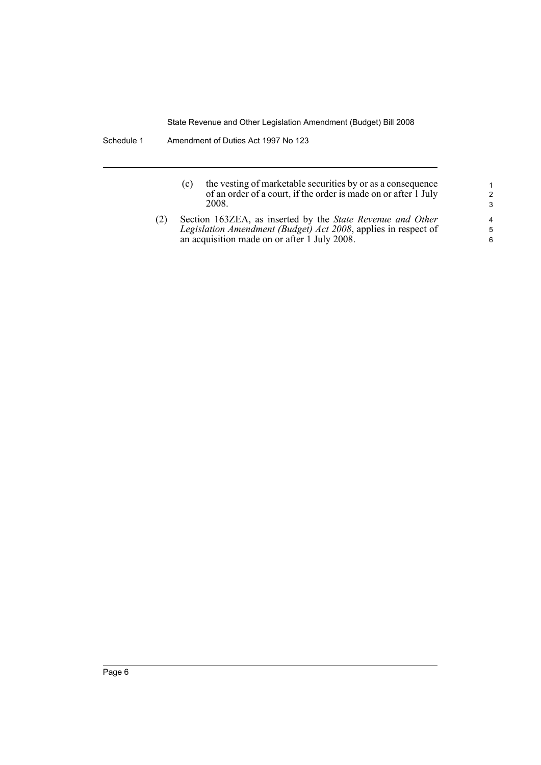(c) the vesting of marketable securities by or as a consequence of an order of a court, if the order is made on or after 1 July 2008.

(2) Section 163ZEA, as inserted by the *State Revenue and Other Legislation Amendment (Budget) Act 2008*, applies in respect of an acquisition made on or after 1 July 2008.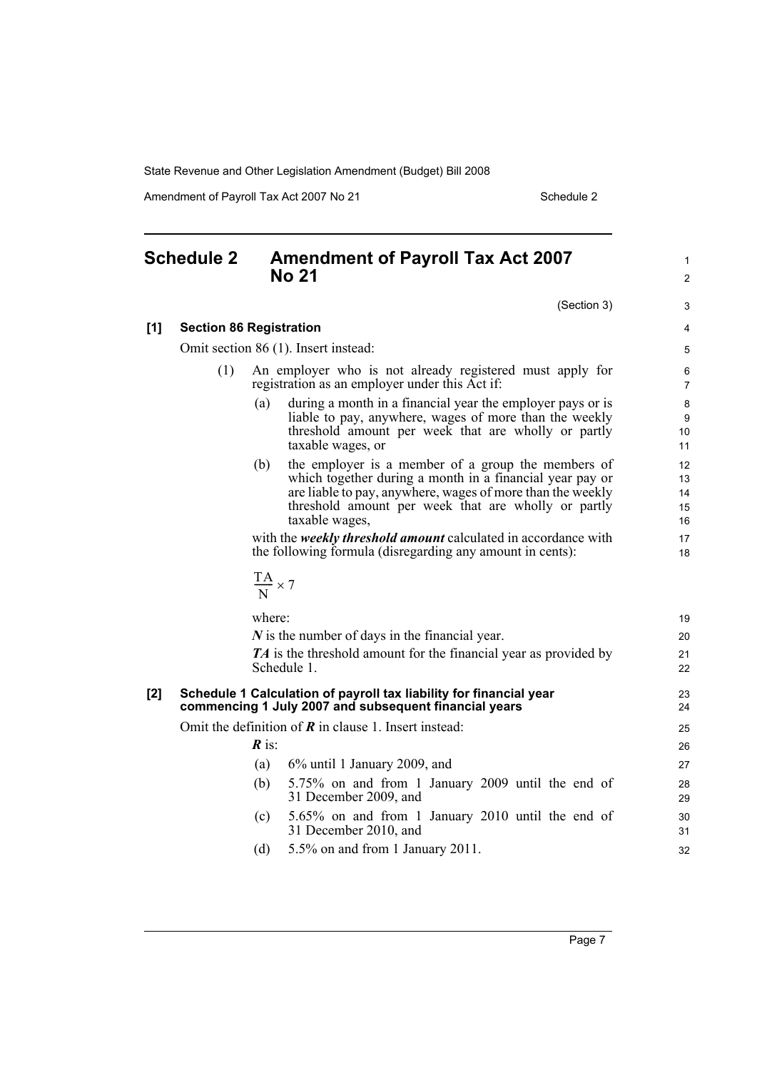# Schedule 2 Amendment of Payroll Tax Act 2007 No 21

(Section 3)

**[1] Section 86 Registration**

Omit section 86 (1). Insert instead:

(1) An employer who is not already registered must apply for registration as an employer under this Act if:

(a) during a month in a financial year the employer pays or is liable to pay, anywhere, wages of more than the weekly threshold amount per week that are wholly or partly taxable wages, or

(b) the employer is a member of a group the members of which together during a month in a financial year pay or are liable to pay, anywhere, wages of more than the weekly threshold amount per week that are wholly or partly taxable wages,

with the ***weekly threshold amount*** calculated in accordance with the following formula (disregarding any amount in cents):

$$\frac{TA}{N} \times 7$$

where:

***N*** is the number of days in the financial year.

***TA*** is the threshold amount for the financial year as provided by Schedule 1.

**[2] Schedule 1 Calculation of payroll tax liability for financial year commencing 1 July 2007 and subsequent financial years**

Omit the definition of ***R*** in clause 1. Insert instead:

***R*** is:

(a) 6% until 1 January 2009, and

(b) 5.75% on and from 1 January 2009 until the end of 31 December 2009, and

(c) 5.65% on and from 1 January 2010 until the end of 31 December 2010, and

(d) 5.5% on and from 1 January 2011.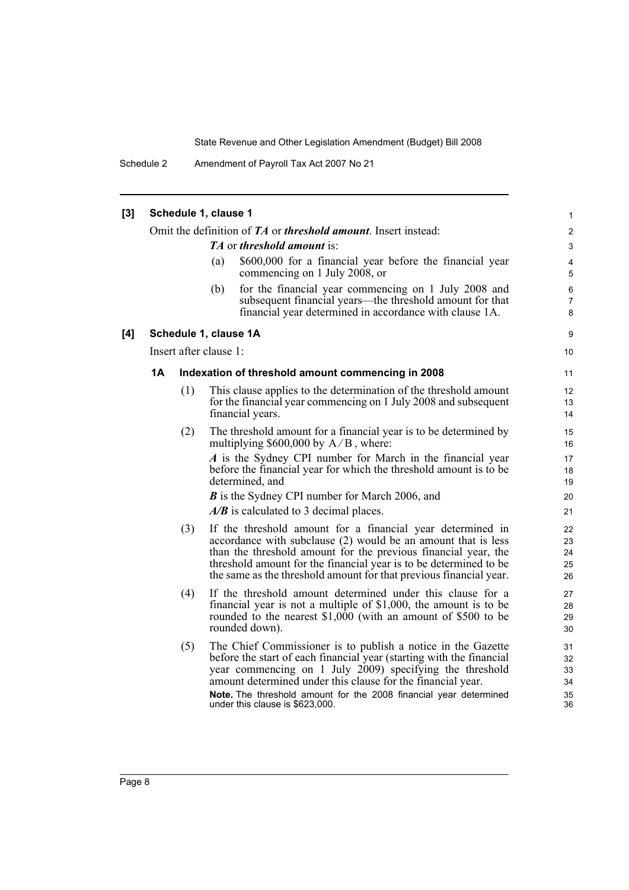**[3] Schedule 1, clause 1**

Omit the definition of ***TA*** or ***threshold amount***. Insert instead:

***TA*** or ***threshold amount*** is:

(a) $600,000 for a financial year before the financial year commencing on 1 July 2008, or

(b) for the financial year commencing on 1 July 2008 and subsequent financial years—the threshold amount for that financial year determined in accordance with clause 1A.

**[4] Schedule 1, clause 1A**

Insert after clause 1:

**1A Indexation of threshold amount commencing in 2008**

(1) This clause applies to the determination of the threshold amount for the financial year commencing on 1 July 2008 and subsequent financial years.

(2) The threshold amount for a financial year is to be determined by multiplying $600,000 by $A/B$, where:

***A*** is the Sydney CPI number for March in the financial year before the financial year for which the threshold amount is to be determined, and

***B*** is the Sydney CPI number for March 2006, and

***A/B*** is calculated to 3 decimal places.

(3) If the threshold amount for a financial year determined in accordance with subclause (2) would be an amount that is less than the threshold amount for the previous financial year, the threshold amount for the financial year is to be determined to be the same as the threshold amount for that previous financial year.

(4) If the threshold amount determined under this clause for a financial year is not a multiple of $1,000, the amount is to be rounded to the nearest $1,000 (with an amount of $500 to be rounded down).

(5) The Chief Commissioner is to publish a notice in the Gazette before the start of each financial year (starting with the financial year commencing on 1 July 2009) specifying the threshold amount determined under this clause for the financial year.

**Note.** The threshold amount for the 2008 financial year determined under this clause is $623,000.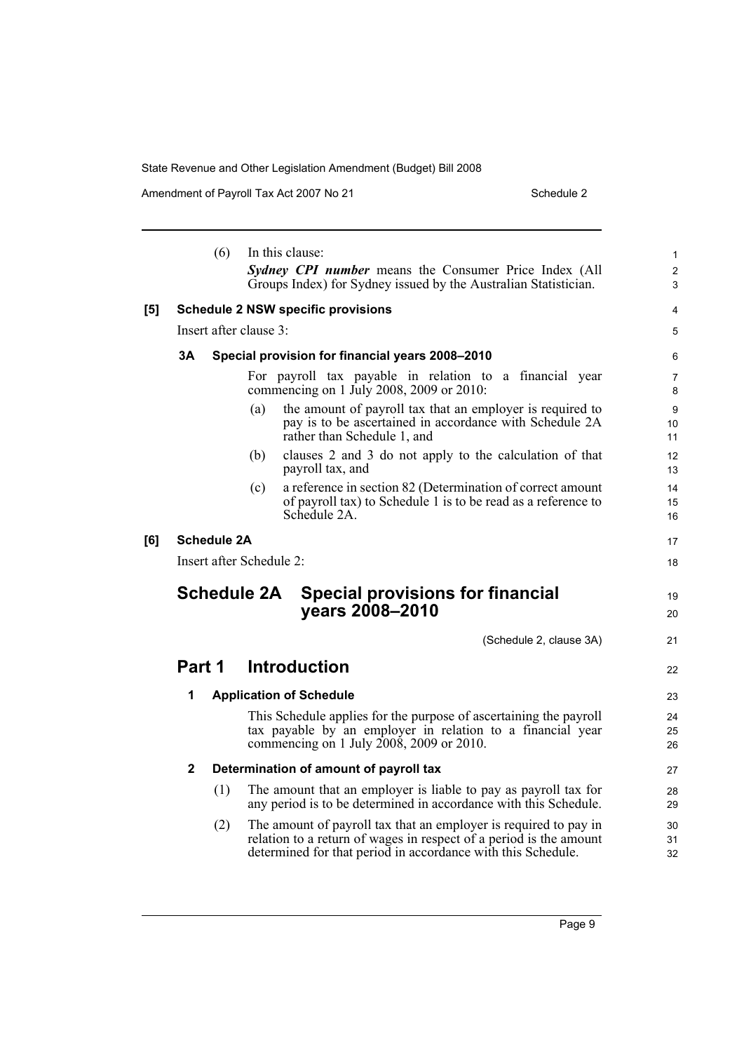(6) In this clause:

***Sydney CPI number*** means the Consumer Price Index (All Groups Index) for Sydney issued by the Australian Statistician.

**[5] Schedule 2 NSW specific provisions**

Insert after clause 3:

**3A Special provision for financial years 2008–2010**

For payroll tax payable in relation to a financial year commencing on 1 July 2008, 2009 or 2010:

(a) the amount of payroll tax that an employer is required to pay is to be ascertained in accordance with Schedule 2A rather than Schedule 1, and

(b) clauses 2 and 3 do not apply to the calculation of that payroll tax, and

(c) a reference in section 82 (Determination of correct amount of payroll tax) to Schedule 1 is to be read as a reference to Schedule 2A.

**[6] Schedule 2A**

Insert after Schedule 2:

# Schedule 2A Special provisions for financial years 2008–2010

(Schedule 2, clause 3A)

## Part 1 Introduction

**1 Application of Schedule**

This Schedule applies for the purpose of ascertaining the payroll tax payable by an employer in relation to a financial year commencing on 1 July 2008, 2009 or 2010.

**2 Determination of amount of payroll tax**

(1) The amount that an employer is liable to pay as payroll tax for any period is to be determined in accordance with this Schedule.

(2) The amount of payroll tax that an employer is required to pay in relation to a return of wages in respect of a period is the amount determined for that period in accordance with this Schedule.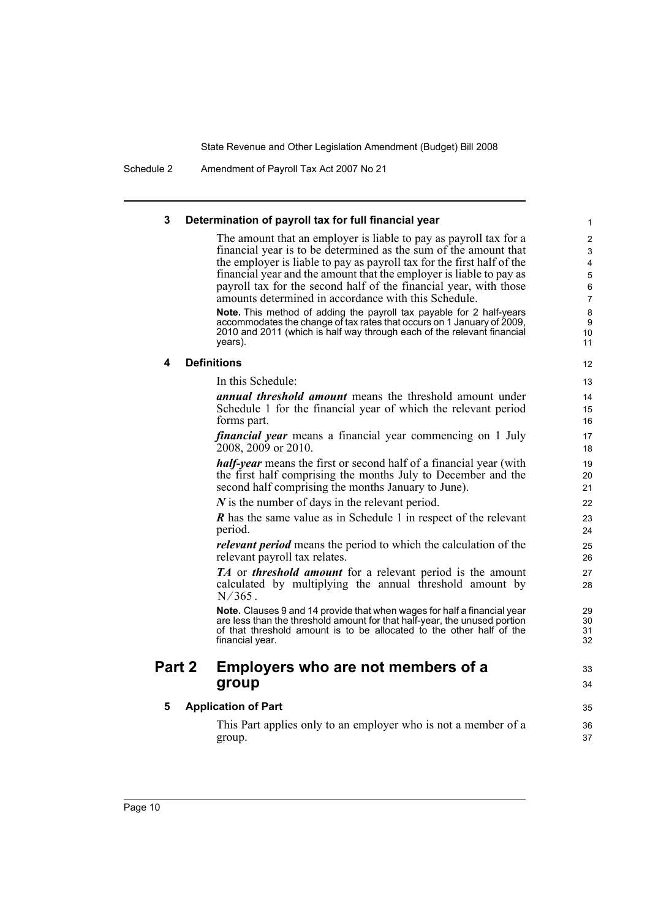#### 3 Determination of payroll tax for full financial year

The amount that an employer is liable to pay as payroll tax for a financial year is to be determined as the sum of the amount that the employer is liable to pay as payroll tax for the first half of the financial year and the amount that the employer is liable to pay as payroll tax for the second half of the financial year, with those amounts determined in accordance with this Schedule.

**Note.** This method of adding the payroll tax payable for 2 half-years accommodates the change of tax rates that occurs on 1 January of 2009, 2010 and 2011 (which is half way through each of the relevant financial years).

#### 4 Definitions

In this Schedule:

***annual threshold amount*** means the threshold amount under Schedule 1 for the financial year of which the relevant period forms part.

***financial year*** means a financial year commencing on 1 July 2008, 2009 or 2010.

***half-year*** means the first or second half of a financial year (with the first half comprising the months July to December and the second half comprising the months January to June).

***N*** is the number of days in the relevant period.

***R*** has the same value as in Schedule 1 in respect of the relevant period.

***relevant period*** means the period to which the calculation of the relevant payroll tax relates.

***TA*** or ***threshold amount*** for a relevant period is the amount calculated by multiplying the annual threshold amount by $N/365$.

**Note.** Clauses 9 and 14 provide that when wages for half a financial year are less than the threshold amount for that half-year, the unused portion of that threshold amount is to be allocated to the other half of the financial year.

## Part 2 Employers who are not members of a group

#### 5 Application of Part

This Part applies only to an employer who is not a member of a group.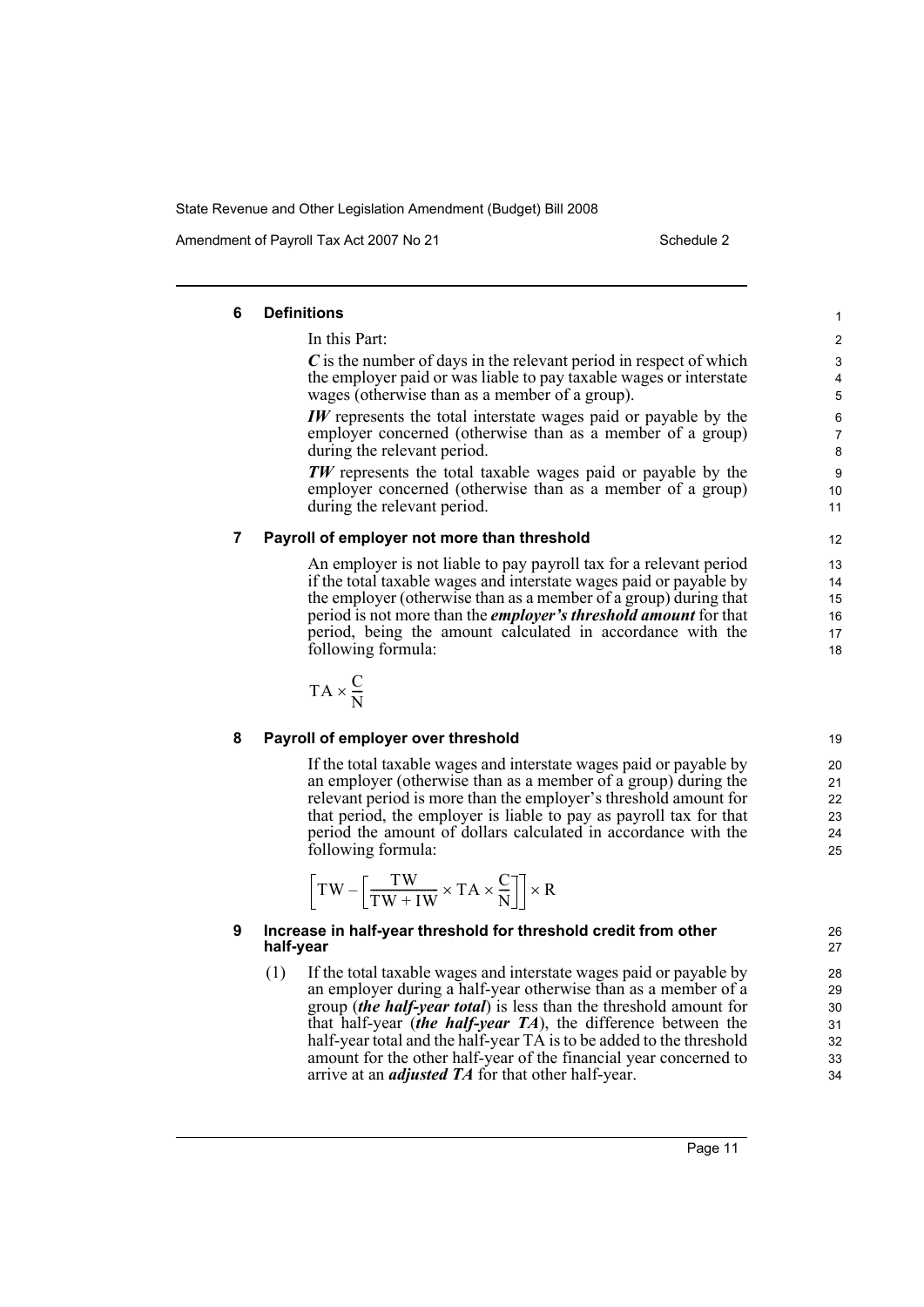## 6 Definitions

In this Part:

***C*** is the number of days in the relevant period in respect of which the employer paid or was liable to pay taxable wages or interstate wages (otherwise than as a member of a group).

***IW*** represents the total interstate wages paid or payable by the employer concerned (otherwise than as a member of a group) during the relevant period.

***TW*** represents the total taxable wages paid or payable by the employer concerned (otherwise than as a member of a group) during the relevant period.

## 7 Payroll of employer not more than threshold

An employer is not liable to pay payroll tax for a relevant period if the total taxable wages and interstate wages paid or payable by the employer (otherwise than as a member of a group) during that period is not more than the ***employer's threshold amount*** for that period, being the amount calculated in accordance with the following formula:

$$TA \times \frac{C}{N}$$

## 8 Payroll of employer over threshold

If the total taxable wages and interstate wages paid or payable by an employer (otherwise than as a member of a group) during the relevant period is more than the employer's threshold amount for that period, the employer is liable to pay as payroll tax for that period the amount of dollars calculated in accordance with the following formula:

$$\left[TW - \left[\frac{TW}{TW + IW} \times TA \times \frac{C}{N}\right]\right] \times R$$

## 9 Increase in half-year threshold for threshold credit from other half-year

(1) If the total taxable wages and interstate wages paid or payable by an employer during a half-year otherwise than as a member of a group (***the half-year total***) is less than the threshold amount for that half-year (***the half-year TA***), the difference between the half-year total and the half-year TA is to be added to the threshold amount for the other half-year of the financial year concerned to arrive at an ***adjusted TA*** for that other half-year.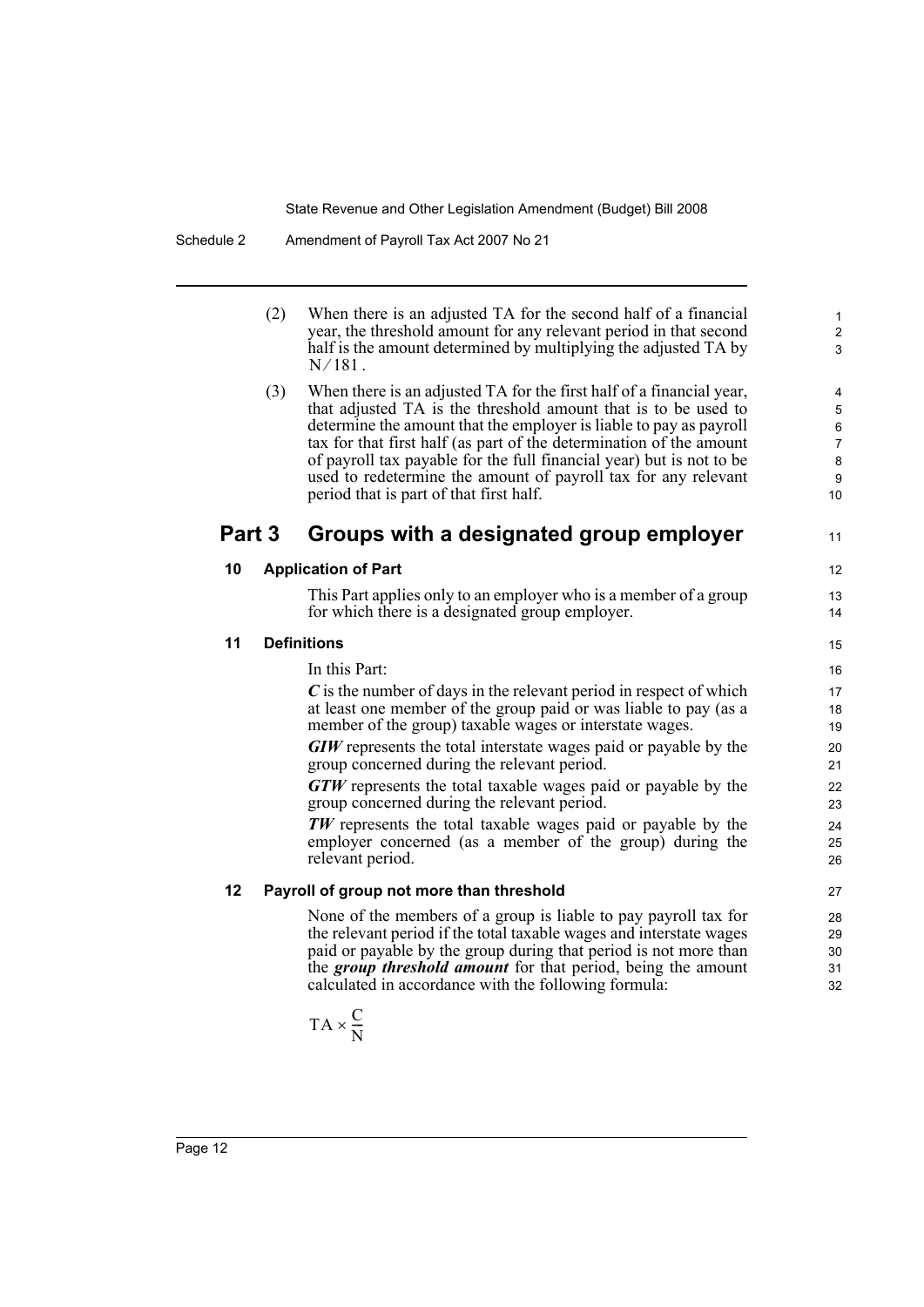(2) When there is an adjusted TA for the second half of a financial year, the threshold amount for any relevant period in that second half is the amount determined by multiplying the adjusted TA by $N/181$.

(3) When there is an adjusted TA for the first half of a financial year, that adjusted TA is the threshold amount that is to be used to determine the amount that the employer is liable to pay as payroll tax for that first half (as part of the determination of the amount of payroll tax payable for the full financial year) but is not to be used to redetermine the amount of payroll tax for any relevant period that is part of that first half.

## Part 3 Groups with a designated group employer

### 10 Application of Part

This Part applies only to an employer who is a member of a group for which there is a designated group employer.

### 11 Definitions

In this Part:

***C*** is the number of days in the relevant period in respect of which at least one member of the group paid or was liable to pay (as a member of the group) taxable wages or interstate wages.

***GIW*** represents the total interstate wages paid or payable by the group concerned during the relevant period.

***GTW*** represents the total taxable wages paid or payable by the group concerned during the relevant period.

***TW*** represents the total taxable wages paid or payable by the employer concerned (as a member of the group) during the relevant period.

### 12 Payroll of group not more than threshold

None of the members of a group is liable to pay payroll tax for the relevant period if the total taxable wages and interstate wages paid or payable by the group during that period is not more than the ***group threshold amount*** for that period, being the amount calculated in accordance with the following formula:

$$TA \times \frac{C}{N}$$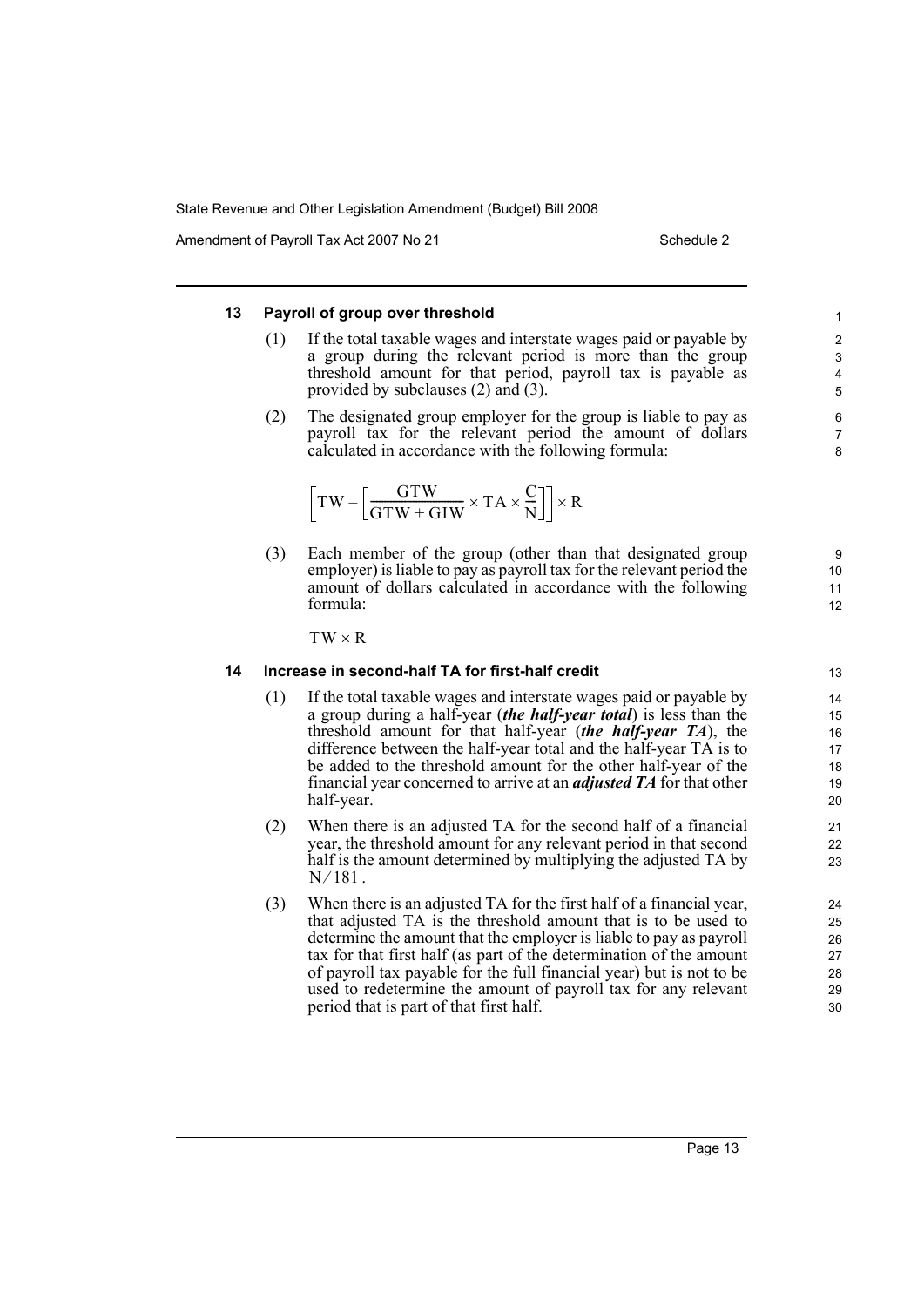### 13 Payroll of group over threshold

(1) If the total taxable wages and interstate wages paid or payable by a group during the relevant period is more than the group threshold amount for that period, payroll tax is payable as provided by subclauses (2) and (3).

(2) The designated group employer for the group is liable to pay as payroll tax for the relevant period the amount of dollars calculated in accordance with the following formula:

$$\left[TW - \left[\frac{GTW}{GTW + GIW} \times TA \times \frac{C}{N}\right]\right] \times R$$

(3) Each member of the group (other than that designated group employer) is liable to pay as payroll tax for the relevant period the amount of dollars calculated in accordance with the following formula:

$$TW \times R$$

### 14 Increase in second-half TA for first-half credit

(1) If the total taxable wages and interstate wages paid or payable by a group during a half-year (***the half-year total***) is less than the threshold amount for that half-year (***the half-year TA***), the difference between the half-year total and the half-year TA is to be added to the threshold amount for the other half-year of the financial year concerned to arrive at an ***adjusted TA*** for that other half-year.

(2) When there is an adjusted TA for the second half of a financial year, the threshold amount for any relevant period in that second half is the amount determined by multiplying the adjusted TA by $N/181$.

(3) When there is an adjusted TA for the first half of a financial year, that adjusted TA is the threshold amount that is to be used to determine the amount that the employer is liable to pay as payroll tax for that first half (as part of the determination of the amount of payroll tax payable for the full financial year) but is not to be used to redetermine the amount of payroll tax for any relevant period that is part of that first half.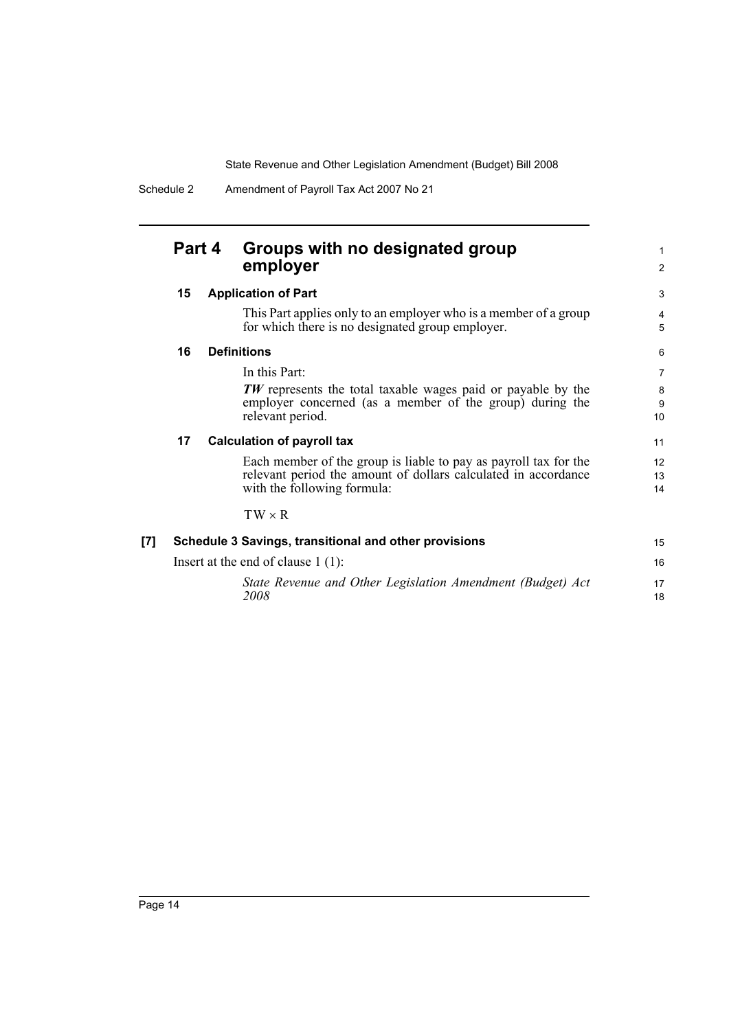## Part 4 Groups with no designated group employer

### 15 Application of Part

This Part applies only to an employer who is a member of a group for which there is no designated group employer.

### 16 Definitions

In this Part:

***TW*** represents the total taxable wages paid or payable by the employer concerned (as a member of the group) during the relevant period.

### 17 Calculation of payroll tax

Each member of the group is liable to pay as payroll tax for the relevant period the amount of dollars calculated in accordance with the following formula:

$$TW \times R$$

**[7] Schedule 3 Savings, transitional and other provisions**

Insert at the end of clause 1 (1):

*State Revenue and Other Legislation Amendment (Budget) Act 2008*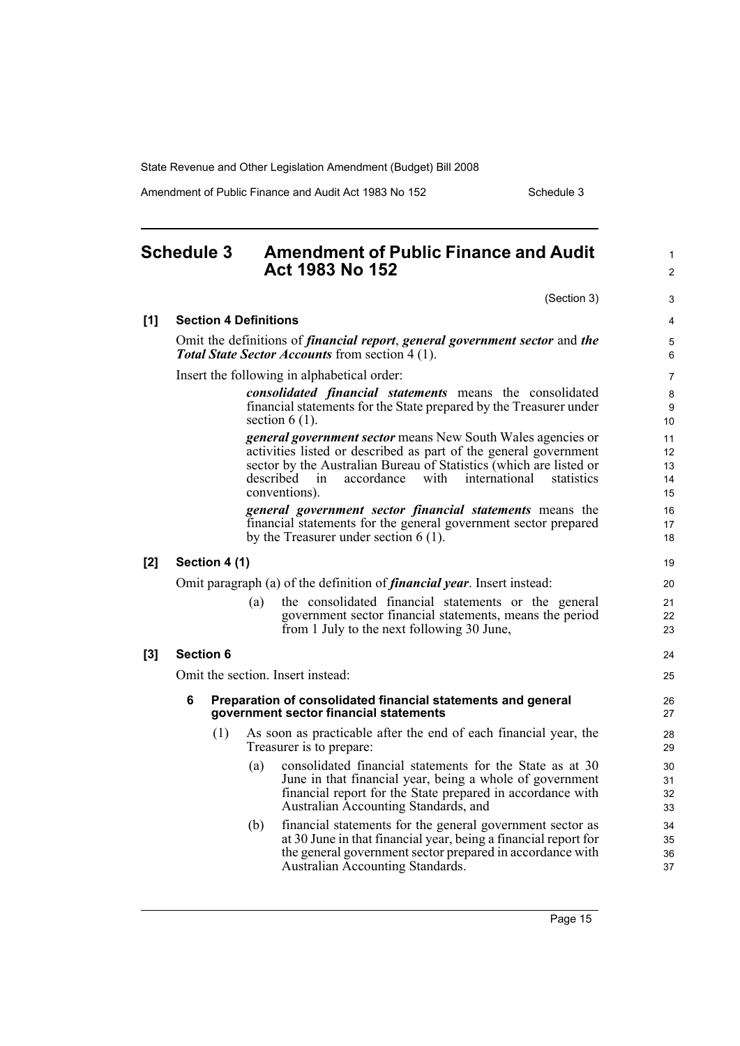# Schedule 3 Amendment of Public Finance and Audit Act 1983 No 152

(Section 3)

**[1] Section 4 Definitions**

Omit the definitions of ***financial report***, ***general government sector*** and ***the Total State Sector Accounts*** from section 4 (1).

Insert the following in alphabetical order:

> ***consolidated financial statements*** means the consolidated financial statements for the State prepared by the Treasurer under section 6 (1).
>
> ***general government sector*** means New South Wales agencies or activities listed or described as part of the general government sector by the Australian Bureau of Statistics (which are listed or described in accordance with international statistics conventions).
>
> ***general government sector financial statements*** means the financial statements for the general government sector prepared by the Treasurer under section 6 (1).

**[2] Section 4 (1)**

Omit paragraph (a) of the definition of ***financial year***. Insert instead:

> (a) the consolidated financial statements or the general government sector financial statements, means the period from 1 July to the next following 30 June,

**[3] Section 6**

Omit the section. Insert instead:

> **6 Preparation of consolidated financial statements and general government sector financial statements**
>
> (1) As soon as practicable after the end of each financial year, the Treasurer is to prepare:
>
> (a) consolidated financial statements for the State as at 30 June in that financial year, being a whole of government financial report for the State prepared in accordance with Australian Accounting Standards, and
>
> (b) financial statements for the general government sector as at 30 June in that financial year, being a financial report for the general government sector prepared in accordance with Australian Accounting Standards.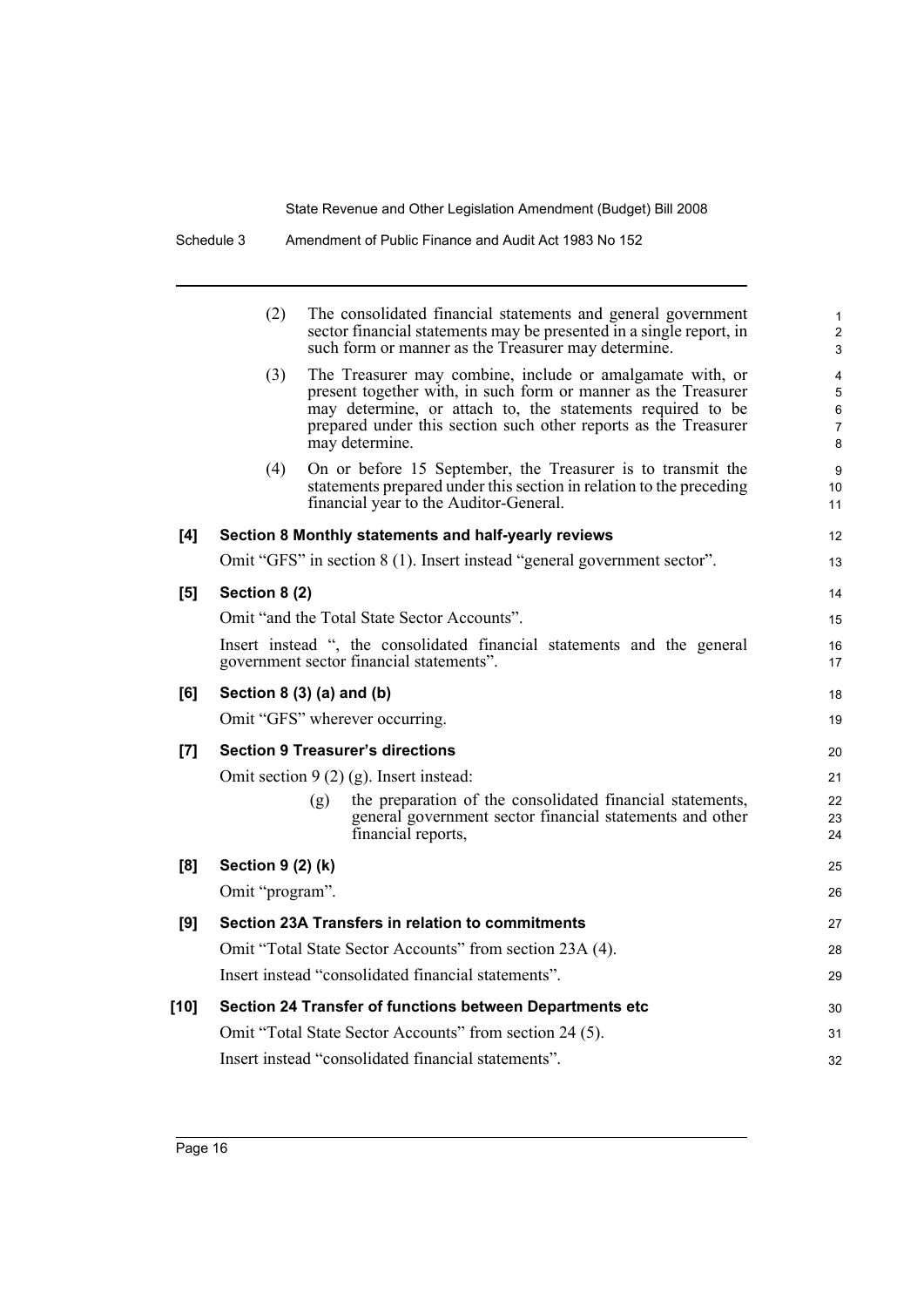(2) The consolidated financial statements and general government sector financial statements may be presented in a single report, in such form or manner as the Treasurer may determine.

(3) The Treasurer may combine, include or amalgamate with, or present together with, in such form or manner as the Treasurer may determine, or attach to, the statements required to be prepared under this section such other reports as the Treasurer may determine.

(4) On or before 15 September, the Treasurer is to transmit the statements prepared under this section in relation to the preceding financial year to the Auditor-General.

**[4] Section 8 Monthly statements and half-yearly reviews**

Omit "GFS" in section 8 (1). Insert instead "general government sector".

**[5] Section 8 (2)**

Omit "and the Total State Sector Accounts".

Insert instead ", the consolidated financial statements and the general government sector financial statements".

**[6] Section 8 (3) (a) and (b)**

Omit "GFS" wherever occurring.

**[7] Section 9 Treasurer's directions**

Omit section 9 (2) (g). Insert instead:

(g) the preparation of the consolidated financial statements, general government sector financial statements and other financial reports,

**[8] Section 9 (2) (k)**

Omit "program".

**[9] Section 23A Transfers in relation to commitments**

Omit "Total State Sector Accounts" from section 23A (4).

Insert instead "consolidated financial statements".

**[10] Section 24 Transfer of functions between Departments etc**

Omit "Total State Sector Accounts" from section 24 (5).

Insert instead "consolidated financial statements".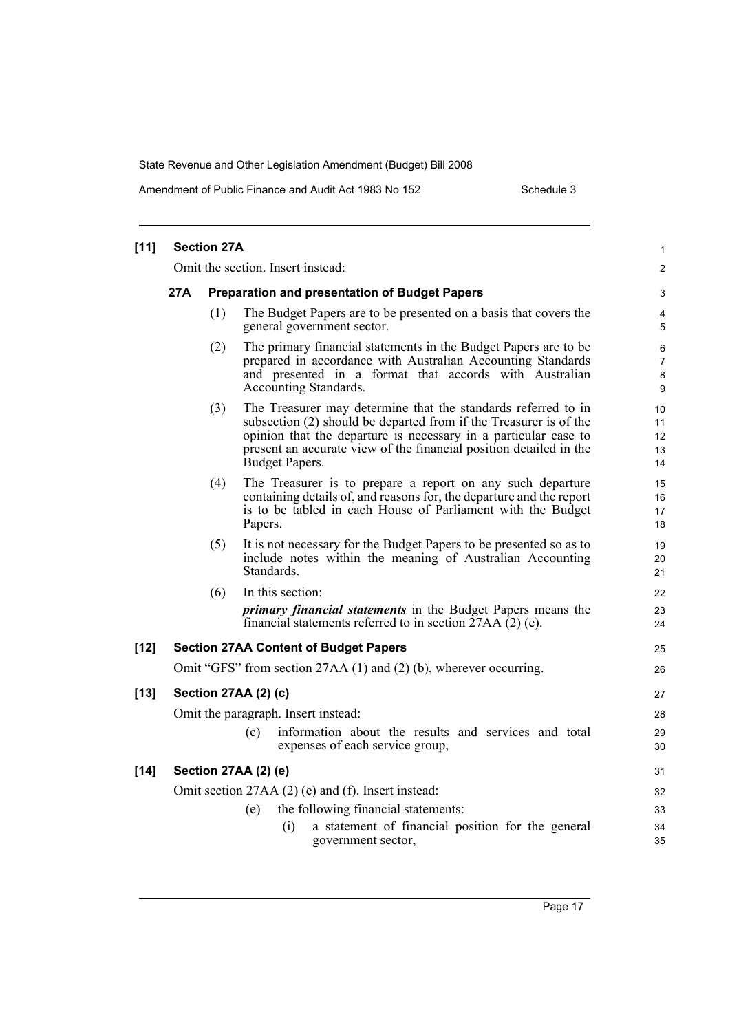**[11] Section 27A**

Omit the section. Insert instead:

**27A Preparation and presentation of Budget Papers**

(1) The Budget Papers are to be presented on a basis that covers the general government sector.

(2) The primary financial statements in the Budget Papers are to be prepared in accordance with Australian Accounting Standards and presented in a format that accords with Australian Accounting Standards.

(3) The Treasurer may determine that the standards referred to in subsection (2) should be departed from if the Treasurer is of the opinion that the departure is necessary in a particular case to present an accurate view of the financial position detailed in the Budget Papers.

(4) The Treasurer is to prepare a report on any such departure containing details of, and reasons for, the departure and the report is to be tabled in each House of Parliament with the Budget Papers.

(5) It is not necessary for the Budget Papers to be presented so as to include notes within the meaning of Australian Accounting Standards.

(6) In this section:

***primary financial statements*** in the Budget Papers means the financial statements referred to in section 27AA (2) (e).

**[12] Section 27AA Content of Budget Papers**

Omit "GFS" from section 27AA (1) and (2) (b), wherever occurring.

**[13] Section 27AA (2) (c)**

Omit the paragraph. Insert instead:

(c) information about the results and services and total expenses of each service group,

**[14] Section 27AA (2) (e)**

Omit section 27AA (2) (e) and (f). Insert instead:

(e) the following financial statements:

(i) a statement of financial position for the general government sector,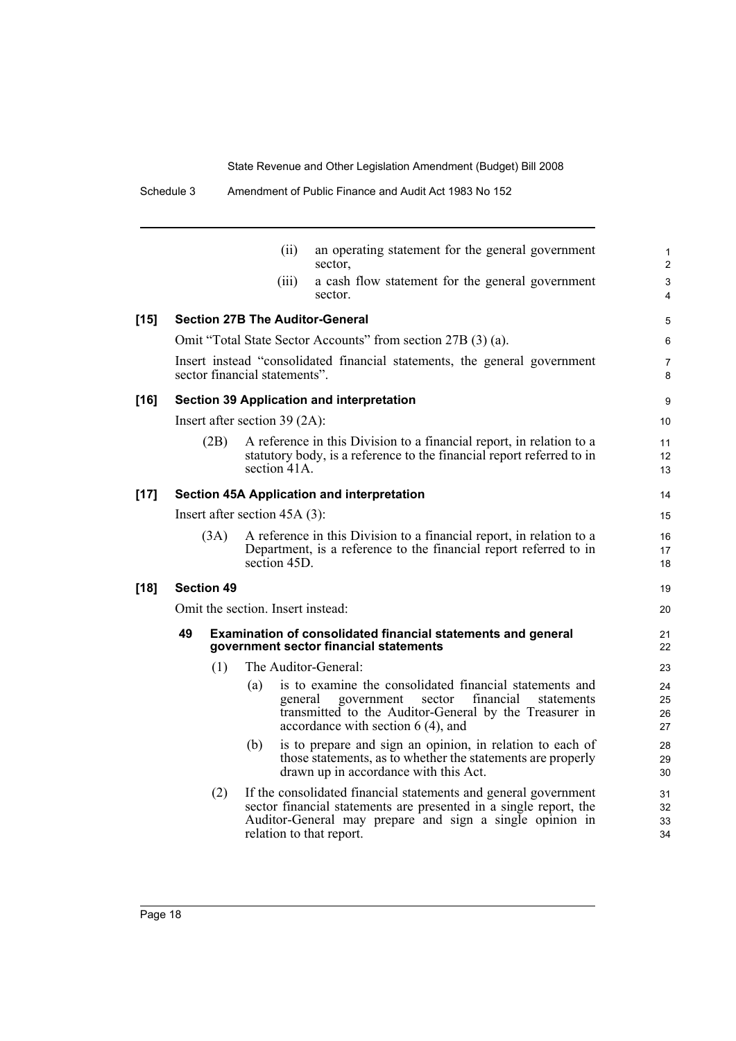(ii) an operating statement for the general government sector,

(iii) a cash flow statement for the general government sector.

**[15] Section 27B The Auditor-General**

Omit "Total State Sector Accounts" from section 27B (3) (a).

Insert instead "consolidated financial statements, the general government sector financial statements".

**[16] Section 39 Application and interpretation**

Insert after section 39 (2A):

(2B) A reference in this Division to a financial report, in relation to a statutory body, is a reference to the financial report referred to in section 41A.

**[17] Section 45A Application and interpretation**

Insert after section 45A (3):

(3A) A reference in this Division to a financial report, in relation to a Department, is a reference to the financial report referred to in section 45D.

**[18] Section 49**

Omit the section. Insert instead:

**49 Examination of consolidated financial statements and general government sector financial statements**

(1) The Auditor-General:

(a) is to examine the consolidated financial statements and general government sector financial statements transmitted to the Auditor-General by the Treasurer in accordance with section 6 (4), and

(b) is to prepare and sign an opinion, in relation to each of those statements, as to whether the statements are properly drawn up in accordance with this Act.

(2) If the consolidated financial statements and general government sector financial statements are presented in a single report, the Auditor-General may prepare and sign a single opinion in relation to that report.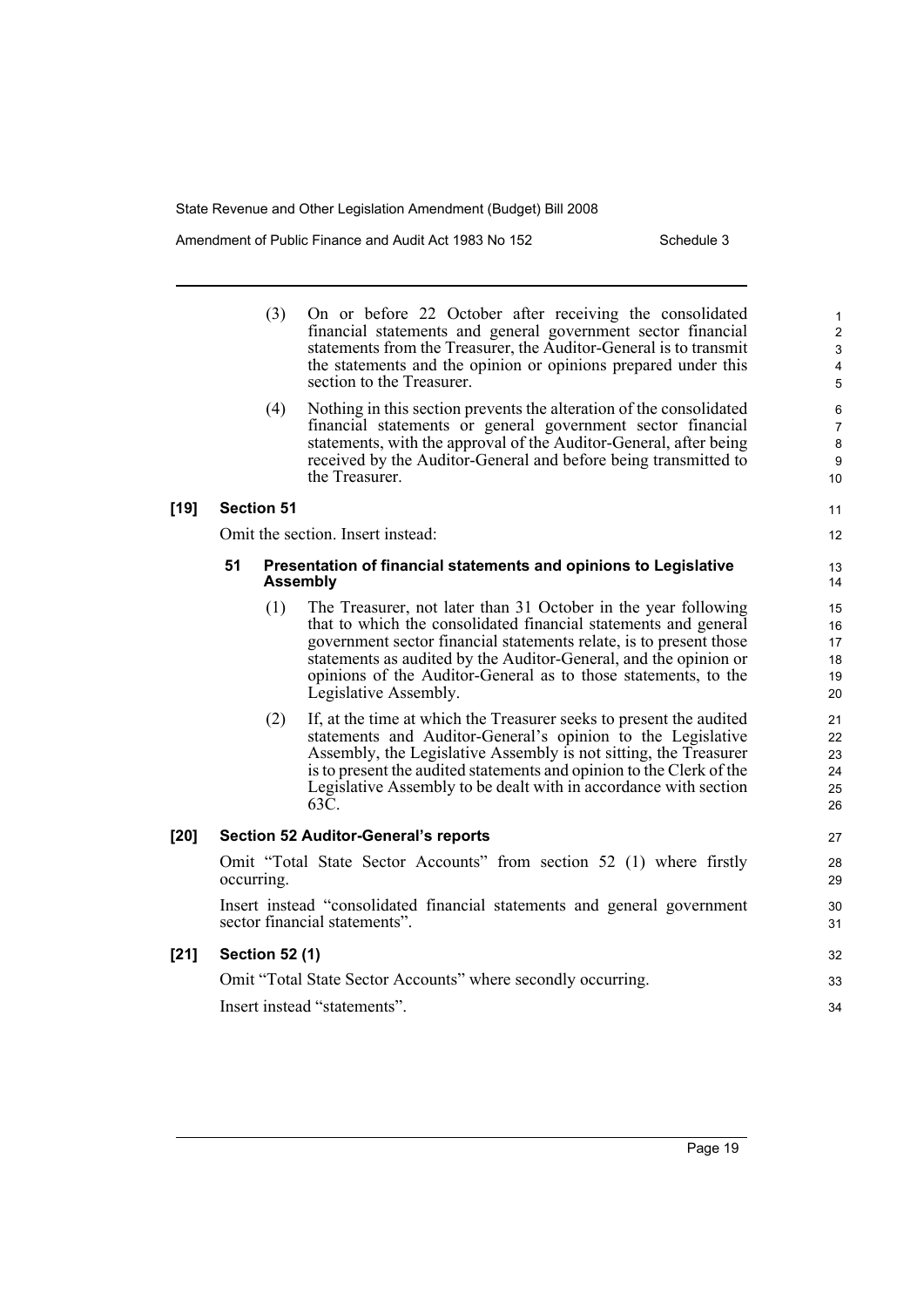(3) On or before 22 October after receiving the consolidated financial statements and general government sector financial statements from the Treasurer, the Auditor-General is to transmit the statements and the opinion or opinions prepared under this section to the Treasurer.

(4) Nothing in this section prevents the alteration of the consolidated financial statements or general government sector financial statements, with the approval of the Auditor-General, after being received by the Auditor-General and before being transmitted to the Treasurer.

**[19] Section 51**

Omit the section. Insert instead:

**51 Presentation of financial statements and opinions to Legislative Assembly**

(1) The Treasurer, not later than 31 October in the year following that to which the consolidated financial statements and general government sector financial statements relate, is to present those statements as audited by the Auditor-General, and the opinion or opinions of the Auditor-General as to those statements, to the Legislative Assembly.

(2) If, at the time at which the Treasurer seeks to present the audited statements and Auditor-General's opinion to the Legislative Assembly, the Legislative Assembly is not sitting, the Treasurer is to present the audited statements and opinion to the Clerk of the Legislative Assembly to be dealt with in accordance with section 63C.

**[20] Section 52 Auditor-General's reports**

Omit "Total State Sector Accounts" from section 52 (1) where firstly occurring.

Insert instead "consolidated financial statements and general government sector financial statements".

**[21] Section 52 (1)**

Omit "Total State Sector Accounts" where secondly occurring.

Insert instead "statements".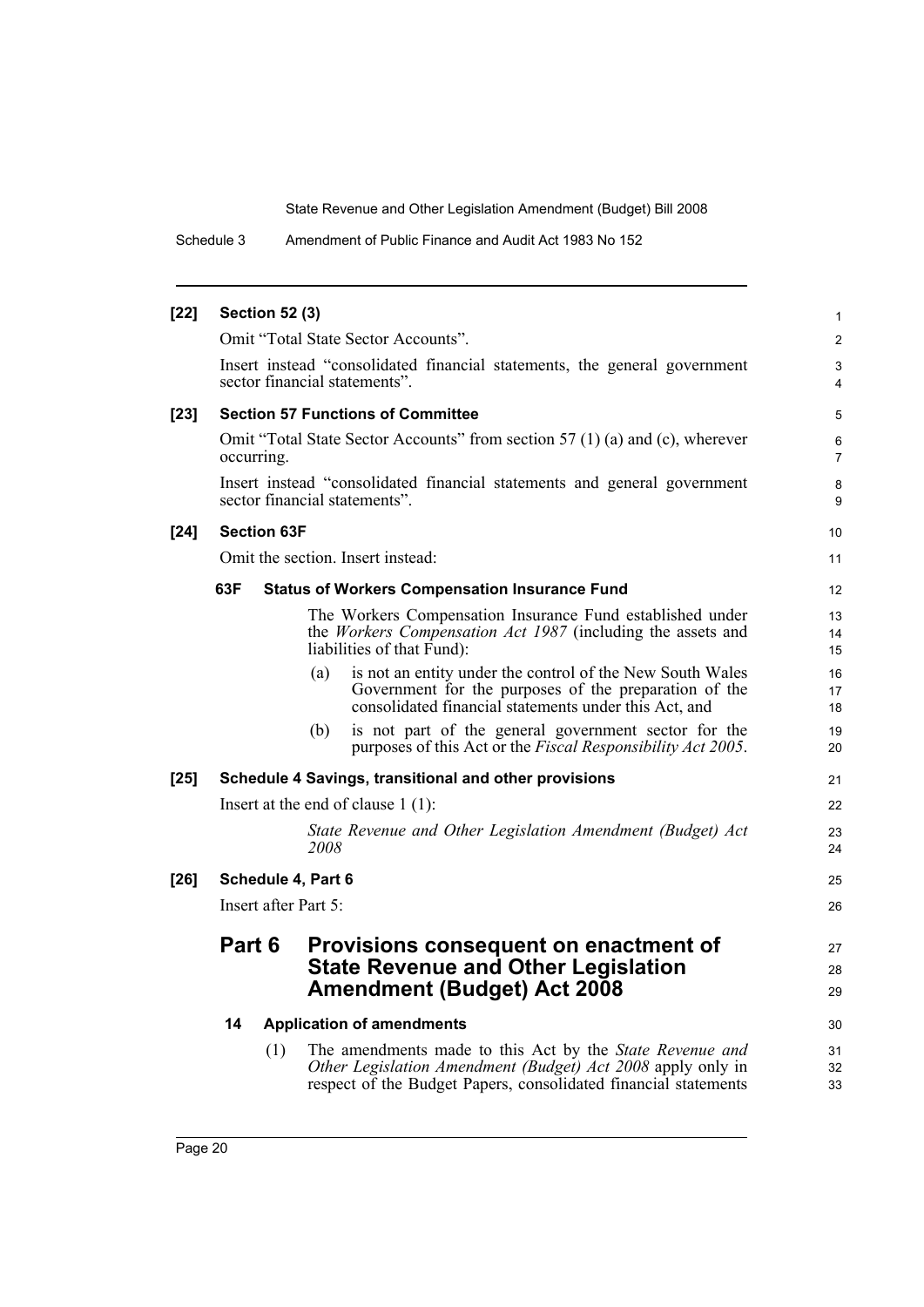**[22] Section 52 (3)**

Omit "Total State Sector Accounts".

Insert instead "consolidated financial statements, the general government sector financial statements".

**[23] Section 57 Functions of Committee**

Omit "Total State Sector Accounts" from section 57 (1) (a) and (c), wherever occurring.

Insert instead "consolidated financial statements and general government sector financial statements".

**[24] Section 63F**

Omit the section. Insert instead:

**63F Status of Workers Compensation Insurance Fund**

The Workers Compensation Insurance Fund established under the *Workers Compensation Act 1987* (including the assets and liabilities of that Fund):

(a) is not an entity under the control of the New South Wales Government for the purposes of the preparation of the consolidated financial statements under this Act, and

(b) is not part of the general government sector for the purposes of this Act or the *Fiscal Responsibility Act 2005*.

**[25] Schedule 4 Savings, transitional and other provisions**

Insert at the end of clause 1 (1):

*State Revenue and Other Legislation Amendment (Budget) Act 2008*

**[26] Schedule 4, Part 6**

Insert after Part 5:

## Part 6 Provisions consequent on enactment of State Revenue and Other Legislation Amendment (Budget) Act 2008

**14 Application of amendments**

(1) The amendments made to this Act by the *State Revenue and Other Legislation Amendment (Budget) Act 2008* apply only in respect of the Budget Papers, consolidated financial statements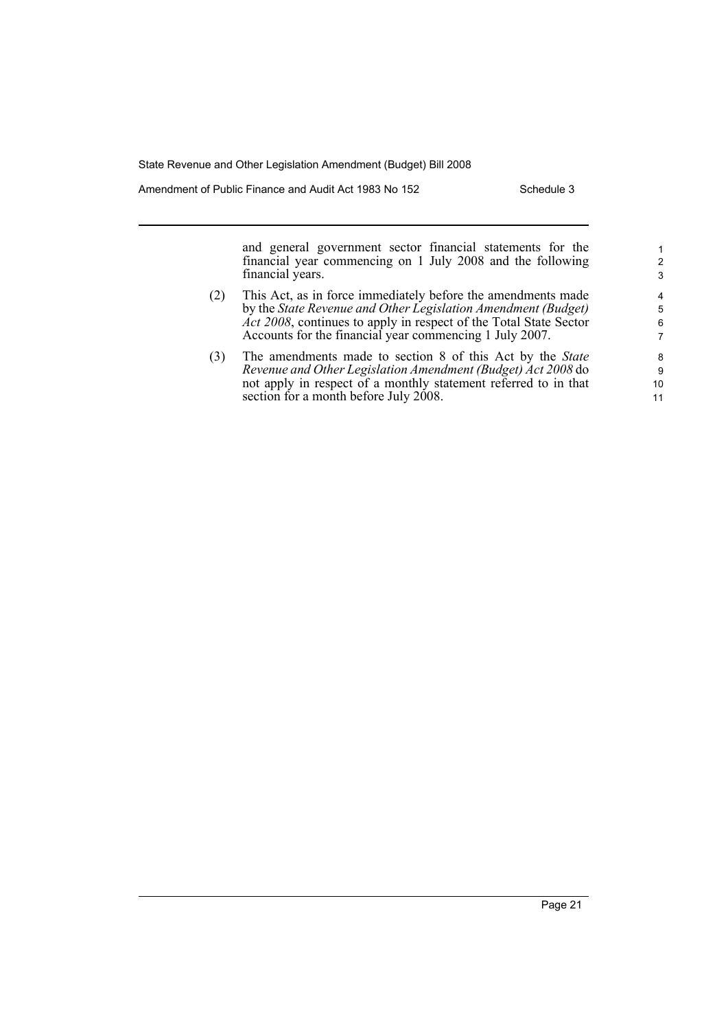and general government sector financial statements for the financial year commencing on 1 July 2008 and the following financial years.

(2) This Act, as in force immediately before the amendments made by the *State Revenue and Other Legislation Amendment (Budget) Act 2008*, continues to apply in respect of the Total State Sector Accounts for the financial year commencing 1 July 2007.

(3) The amendments made to section 8 of this Act by the *State Revenue and Other Legislation Amendment (Budget) Act 2008* do not apply in respect of a monthly statement referred to in that section for a month before July 2008.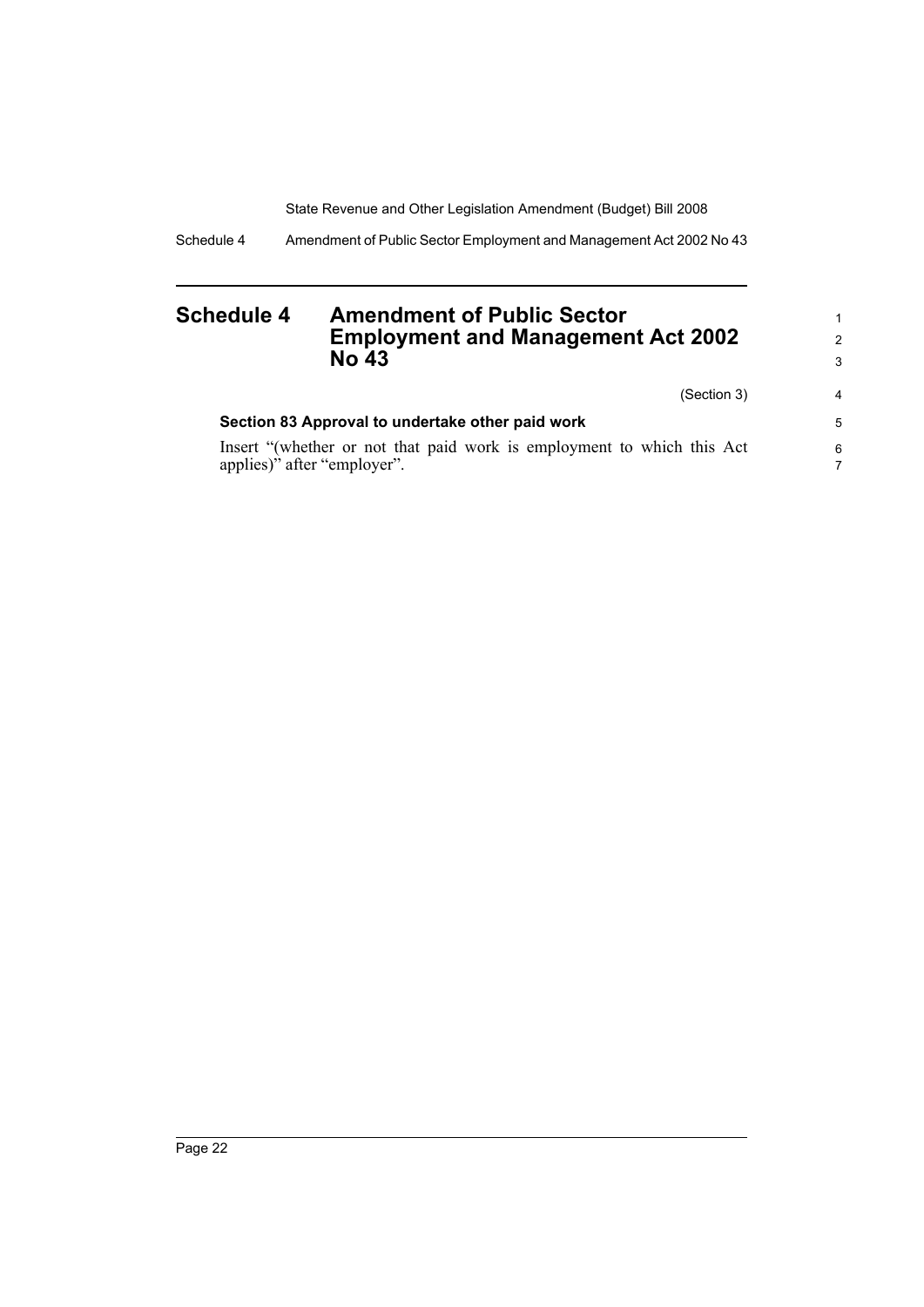## Schedule 4 Amendment of Public Sector Employment and Management Act 2002 No 43

(Section 3)

### Section 83 Approval to undertake other paid work

Insert "(whether or not that paid work is employment to which this Act applies)" after "employer".